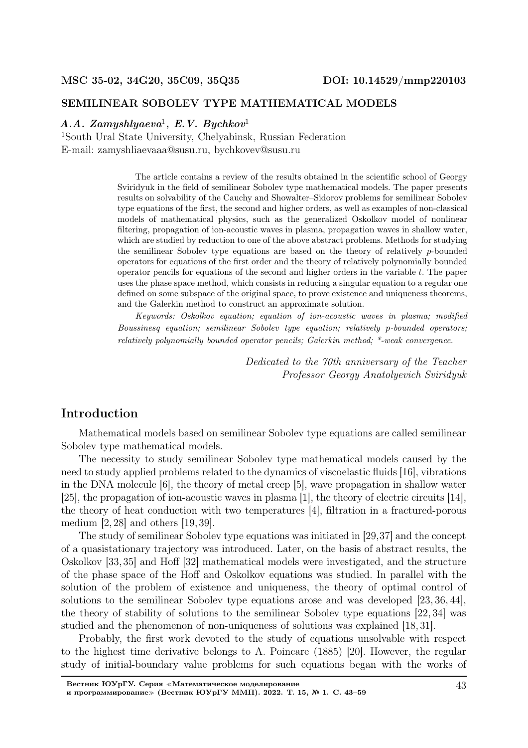MSC 35-02, 34G20, 35C09, 35Q35 DOI: 10.14529/mmp220103

# SEMILINEAR SOBOLEV TYPE MATHEMATICAL MODELS

***A.A. Zamyshlyaeva***[1]***, E.V. Bychkov***[1]

[1]South Ural State University, Chelyabinsk, Russian Federation

E-mail: zamyshliaevaaa@susu.ru, bychkovev@susu.ru

The article contains a review of the results obtained in the scientific school of Georgy Sviridyuk in the field of semilinear Sobolev type mathematical models. The paper presents results on solvability of the Cauchy and Showalter–Sidorov problems for semilinear Sobolev type equations of the first, the second and higher orders, as well as examples of non-classical models of mathematical physics, such as the generalized Oskolkov model of nonlinear filtering, propagation of ion-acoustic waves in plasma, propagation waves in shallow water, which are studied by reduction to one of the above abstract problems. Methods for studying the semilinear Sobolev type equations are based on the theory of relatively $p$-bounded operators for equations of the first order and the theory of relatively polynomially bounded operator pencils for equations of the second and higher orders in the variable $t$. The paper uses the phase space method, which consists in reducing a singular equation to a regular one defined on some subspace of the original space, to prove existence and uniqueness theorems, and the Galerkin method to construct an approximate solution.

*Keywords: Oskolkov equation; equation of ion-acoustic waves in plasma; modified Boussinesq equation; semilinear Sobolev type equation; relatively p-bounded operators; relatively polynomially bounded operator pencils; Galerkin method; \*-weak convergence.*

*Dedicated to the 70th anniversary of the Teacher*
*Professor Georgy Anatolyevich Sviridyuk*

## Introduction

Mathematical models based on semilinear Sobolev type equations are called semilinear Sobolev type mathematical models.

The necessity to study semilinear Sobolev type mathematical models caused by the need to study applied problems related to the dynamics of viscoelastic fluids [16], vibrations in the DNA molecule [6], the theory of metal creep [5], wave propagation in shallow water [25], the propagation of ion-acoustic waves in plasma [1], the theory of electric circuits [14], the theory of heat conduction with two temperatures [4], filtration in a fractured-porous medium [2, 28] and others [19, 39].

The study of semilinear Sobolev type equations was initiated in [29,37] and the concept of a quasistationary trajectory was introduced. Later, on the basis of abstract results, the Oskolkov [33, 35] and Hoff [32] mathematical models were investigated, and the structure of the phase space of the Hoff and Oskolkov equations was studied. In parallel with the solution of the problem of existence and uniqueness, the theory of optimal control of solutions to the semilinear Sobolev type equations arose and was developed [23, 36, 44], the theory of stability of solutions to the semilinear Sobolev type equations [22, 34] was studied and the phenomenon of non-uniqueness of solutions was explained [18, 31].

Probably, the first work devoted to the study of equations unsolvable with respect to the highest time derivative belongs to A. Poincare (1885) [20]. However, the regular study of initial-boundary value problems for such equations began with the works of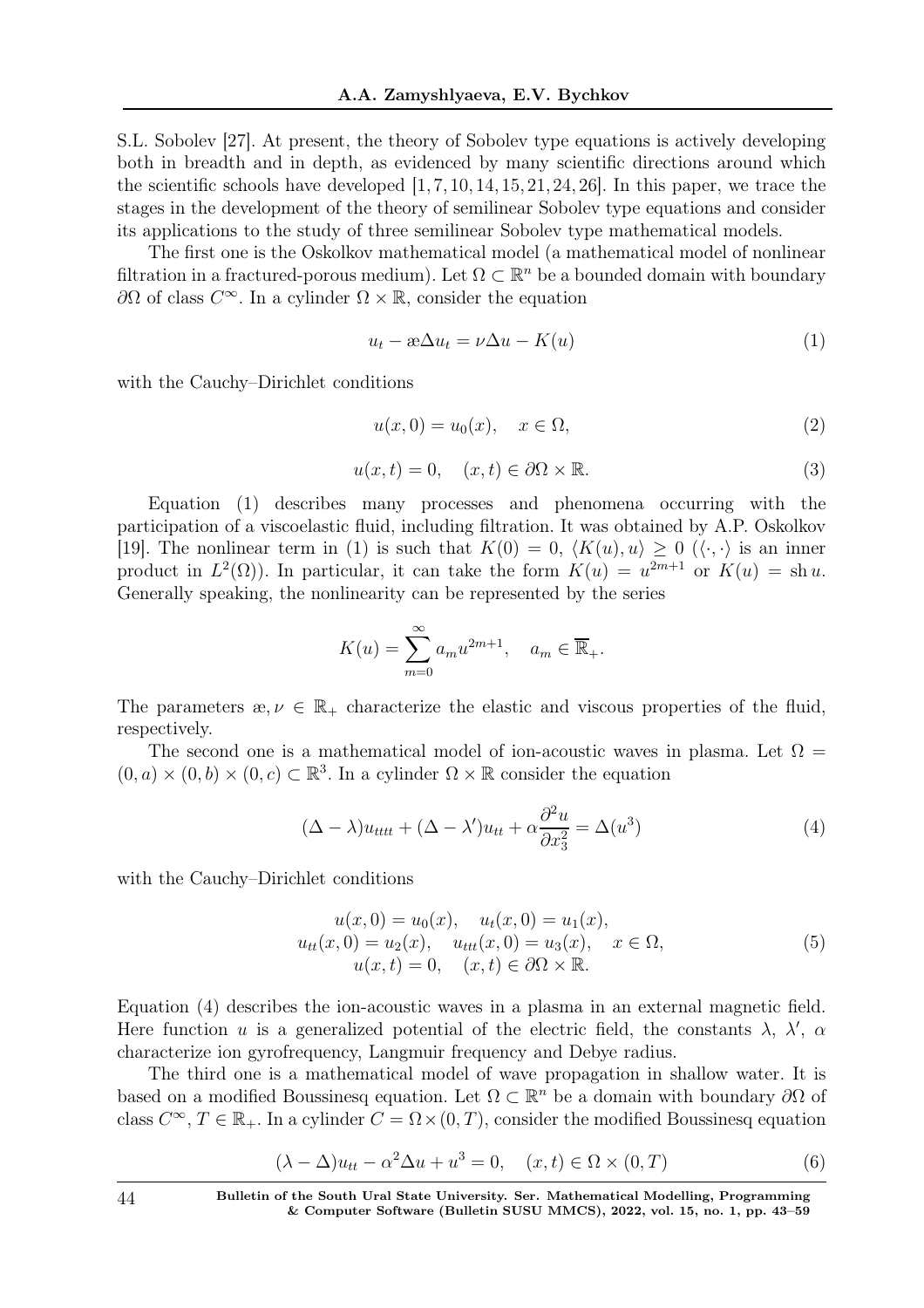S.L. Sobolev [27]. At present, the theory of Sobolev type equations is actively developing both in breadth and in depth, as evidenced by many scientific directions around which the scientific schools have developed [1, 7, 10, 14, 15, 21, 24, 26]. In this paper, we trace the stages in the development of the theory of semilinear Sobolev type equations and consider its applications to the study of three semilinear Sobolev type mathematical models.

The first one is the Oskolkov mathematical model (a mathematical model of nonlinear filtration in a fractured-porous medium). Let $\Omega \subset \mathbb{R}^n$ be a bounded domain with boundary $\partial\Omega$ of class $C^\infty$. In a cylinder $\Omega \times \mathbb{R}$, consider the equation

$$u_t - æ\Delta u_t = \nu \Delta u - K(u) \tag{1}$$

with the Cauchy–Dirichlet conditions

$$u(x, 0) = u_0(x), \quad x \in \Omega, \tag{2}$$

$$u(x, t) = 0, \quad (x, t) \in \partial\Omega \times \mathbb{R}. \tag{3}$$

Equation (1) describes many processes and phenomena occurring with the participation of a viscoelastic fluid, including filtration. It was obtained by A.P. Oskolkov [19]. The nonlinear term in (1) is such that $K(0) = 0$, $\langle K(u), u\rangle \geq 0$ ($\langle \cdot, \cdot \rangle$ is an inner product in $L^2(\Omega)$). In particular, it can take the form $K(u) = u^{2m+1}$ or $K(u) = \operatorname{sh} u$. Generally speaking, the nonlinearity can be represented by the series

$$K(u) = \sum_{m=0}^{\infty} a_m u^{2m+1}, \quad a_m \in \overline{\mathbb{R}}_+.$$

The parameters $æ, \nu \in \mathbb{R}_+$ characterize the elastic and viscous properties of the fluid, respectively.

The second one is a mathematical model of ion-acoustic waves in plasma. Let $\Omega = (0, a) \times (0, b) \times (0, c) \subset \mathbb{R}^3$. In a cylinder $\Omega \times \mathbb{R}$ consider the equation

$$(\Delta - \lambda)u_{tttt} + (\Delta - \lambda')u_{tt} + \alpha \frac{\partial^2 u}{\partial x_3^2} = \Delta(u^3) \tag{4}$$

with the Cauchy–Dirichlet conditions

$$\begin{gathered} u(x, 0) = u_0(x), \quad u_t(x, 0) = u_1(x), \\ u_{tt}(x, 0) = u_2(x), \quad u_{ttt}(x, 0) = u_3(x), \quad x \in \Omega, \\ u(x, t) = 0, \quad (x, t) \in \partial\Omega \times \mathbb{R}. \end{gathered} \tag{5}$$

Equation (4) describes the ion-acoustic waves in a plasma in an external magnetic field. Here function $u$ is a generalized potential of the electric field, the constants $\lambda$, $\lambda'$, $\alpha$ characterize ion gyrofrequency, Langmuir frequency and Debye radius.

The third one is a mathematical model of wave propagation in shallow water. It is based on a modified Boussinesq equation. Let $\Omega \subset \mathbb{R}^n$ be a domain with boundary $\partial\Omega$ of class $C^\infty$, $T \in \mathbb{R}_+$. In a cylinder $C = \Omega \times (0, T)$, consider the modified Boussinesq equation

$$(\lambda - \Delta)u_{tt} - \alpha^2 \Delta u + u^3 = 0, \quad (x, t) \in \Omega \times (0, T) \tag{6}$$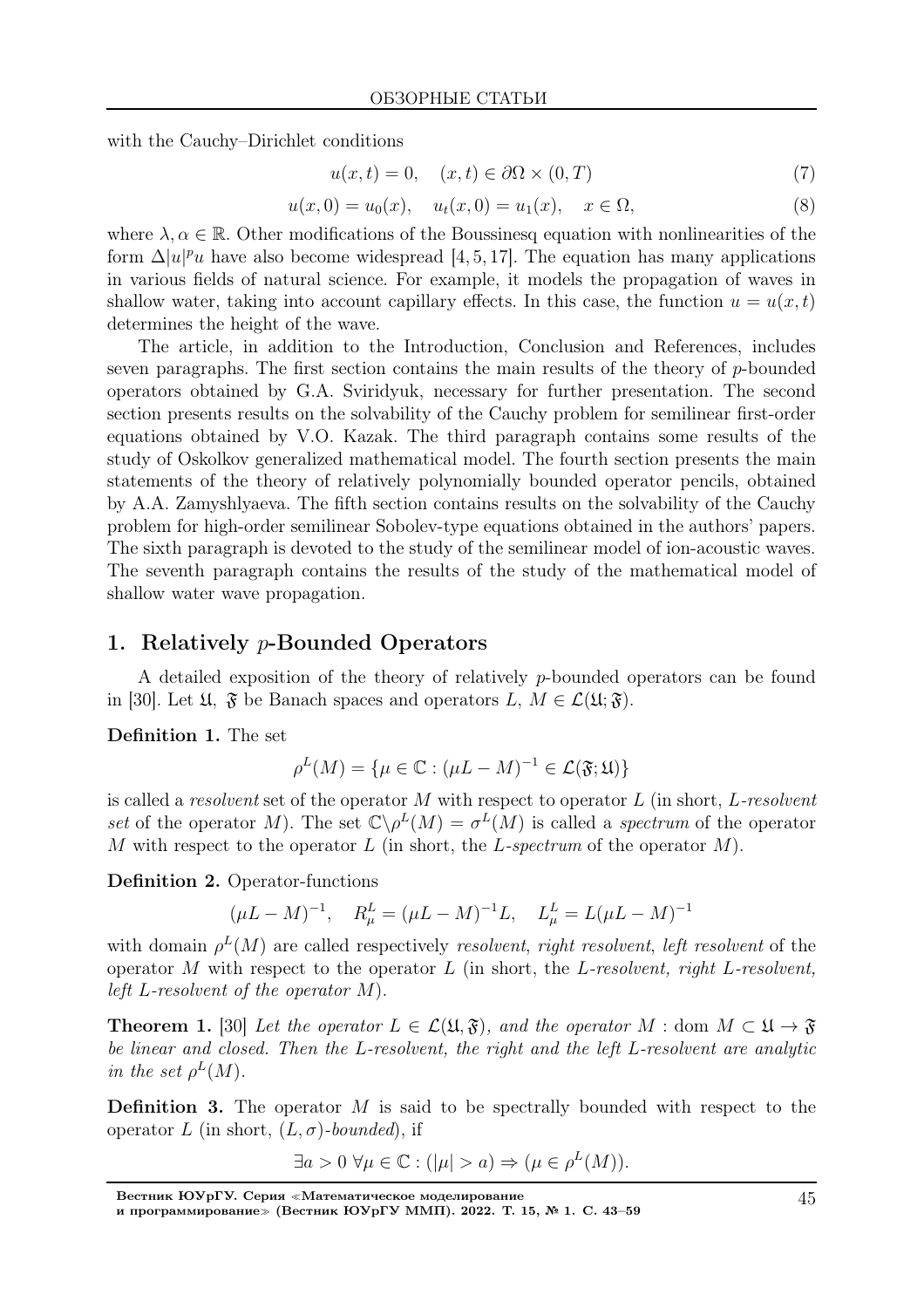with the Cauchy–Dirichlet conditions

$$u(x,t) = 0, \quad (x,t) \in \partial\Omega \times (0,T) \tag{7}$$

$$u(x,0) = u_0(x), \quad u_t(x,0) = u_1(x), \quad x \in \Omega, \tag{8}$$

where $\lambda, \alpha \in \mathbb{R}$. Other modifications of the Boussinesq equation with nonlinearities of the form $\Delta|u|^p u$ have also become widespread [4, 5, 17]. The equation has many applications in various fields of natural science. For example, it models the propagation of waves in shallow water, taking into account capillary effects. In this case, the function $u = u(x,t)$ determines the height of the wave.

The article, in addition to the Introduction, Conclusion and References, includes seven paragraphs. The first section contains the main results of the theory of $p$-bounded operators obtained by G.A. Sviridyuk, necessary for further presentation. The second section presents results on the solvability of the Cauchy problem for semilinear first-order equations obtained by V.O. Kazak. The third paragraph contains some results of the study of Oskolkov generalized mathematical model. The fourth section presents the main statements of the theory of relatively polynomially bounded operator pencils, obtained by A.A. Zamyshlyaeva. The fifth section contains results on the solvability of the Cauchy problem for high-order semilinear Sobolev-type equations obtained in the authors' papers. The sixth paragraph is devoted to the study of the semilinear model of ion-acoustic waves. The seventh paragraph contains the results of the study of the mathematical model of shallow water wave propagation.

## 1. Relatively $p$-Bounded Operators

A detailed exposition of the theory of relatively $p$-bounded operators can be found in [30]. Let $\mathfrak{U}$, $\mathfrak{F}$ be Banach spaces and operators $L$, $M \in \mathcal{L}(\mathfrak{U};\mathfrak{F})$.

**Definition 1.** The set

$$\rho^L(M) = \{\mu \in \mathbb{C} : (\mu L - M)^{-1} \in \mathcal{L}(\mathfrak{F};\mathfrak{U})\}$$

is called a *resolvent* set of the operator $M$ with respect to operator $L$ (in short, $L$-*resolvent set* of the operator $M$). The set $\mathbb{C}\backslash\rho^L(M) = \sigma^L(M)$ is called a *spectrum* of the operator $M$ with respect to the operator $L$ (in short, the $L$-*spectrum* of the operator $M$).

**Definition 2.** Operator-functions

$$(\mu L - M)^{-1}, \quad R^L_\mu = (\mu L - M)^{-1}L, \quad L^L_\mu = L(\mu L - M)^{-1}$$

with domain $\rho^L(M)$ are called respectively *resolvent*, *right resolvent*, *left resolvent* of the operator $M$ with respect to the operator $L$ (in short, the *$L$-resolvent, right $L$-resolvent, left $L$-resolvent of the operator $M$*).

**Theorem 1.** [30] *Let the operator $L \in \mathcal{L}(\mathfrak{U},\mathfrak{F})$, and the operator $M : \operatorname{dom} M \subset \mathfrak{U} \to \mathfrak{F}$ be linear and closed. Then the $L$-resolvent, the right and the left $L$-resolvent are analytic in the set $\rho^L(M)$.*

**Definition 3.** The operator $M$ is said to be spectrally bounded with respect to the operator $L$ (in short, $(L,\sigma)$-*bounded*), if

$$\exists a > 0 \; \forall \mu \in \mathbb{C} : (|\mu| > a) \Rightarrow (\mu \in \rho^L(M)).$$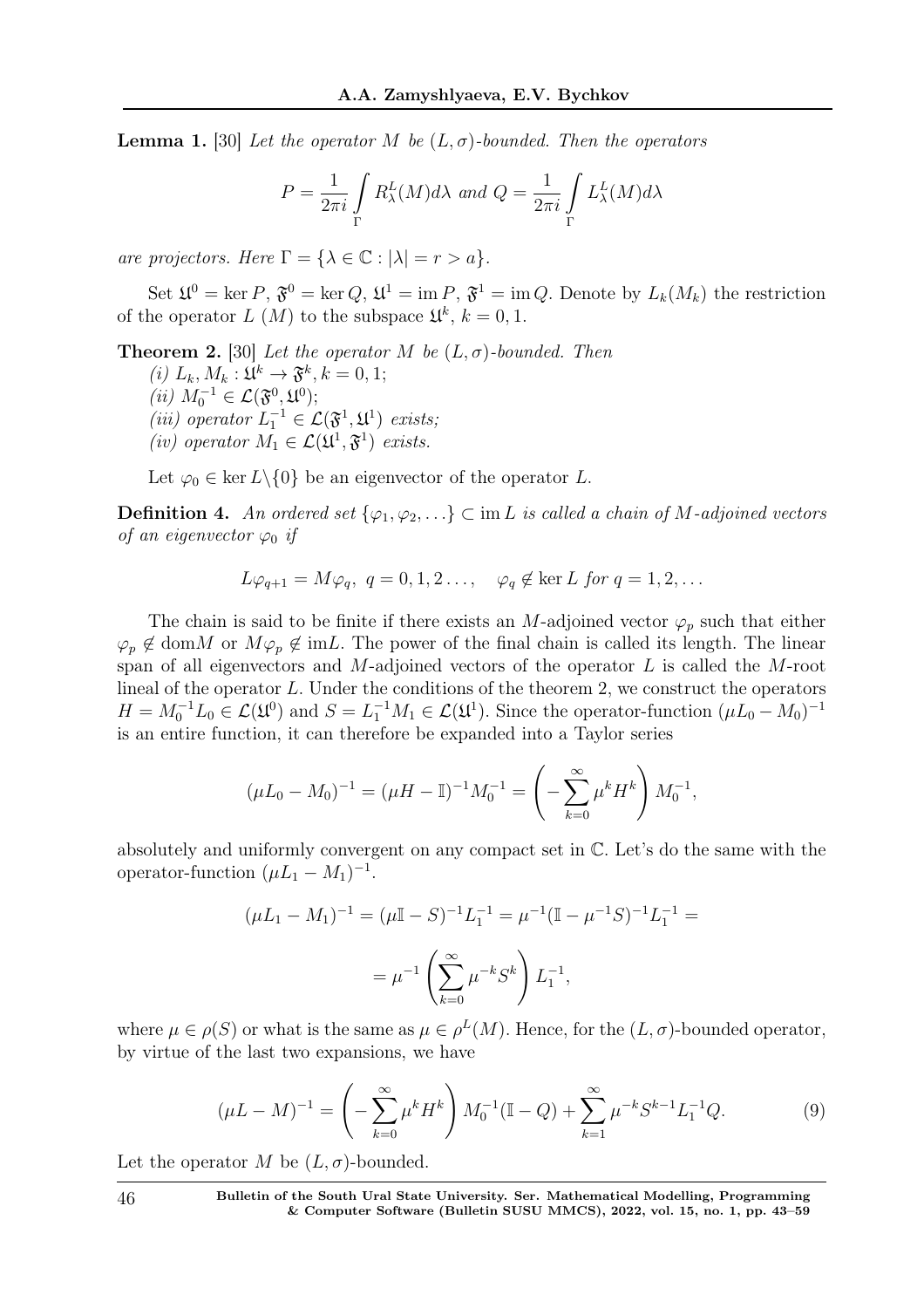**Lemma 1.** [30] *Let the operator $M$ be $(L,\sigma)$-bounded. Then the operators*

$$P = \frac{1}{2\pi i}\int_{\Gamma} R^L_\lambda(M)d\lambda \text{ and } Q = \frac{1}{2\pi i}\int_{\Gamma} L^L_\lambda(M)d\lambda$$

*are projectors. Here $\Gamma = \{\lambda \in \mathbb{C} : |\lambda| = r > a\}$.*

Set $\mathfrak{U}^0 = \ker P$, $\mathfrak{F}^0 = \ker Q$, $\mathfrak{U}^1 = \operatorname{im} P$, $\mathfrak{F}^1 = \operatorname{im} Q$. Denote by $L_k(M_k)$ the restriction of the operator $L$ $(M)$ to the subspace $\mathfrak{U}^k$, $k = 0, 1$.

**Theorem 2.** [30] *Let the operator $M$ be $(L,\sigma)$-bounded. Then*
*(i) $L_k, M_k : \mathfrak{U}^k \to \mathfrak{F}^k, k = 0, 1$;*
*(ii) $M_0^{-1} \in \mathcal{L}(\mathfrak{F}^0, \mathfrak{U}^0)$;*
*(iii) operator $L_1^{-1} \in \mathcal{L}(\mathfrak{F}^1, \mathfrak{U}^1)$ exists;*
*(iv) operator $M_1 \in \mathcal{L}(\mathfrak{U}^1, \mathfrak{F}^1)$ exists.*

Let $\varphi_0 \in \ker L\backslash\{0\}$ be an eigenvector of the operator $L$.

**Definition 4.** *An ordered set $\{\varphi_1, \varphi_2, \ldots\} \subset \operatorname{im} L$ is called a chain of $M$-adjoined vectors of an eigenvector $\varphi_0$ if*

$$L\varphi_{q+1} = M\varphi_q,\ q = 0, 1, 2\ldots, \quad \varphi_q \notin \ker L \text{ for } q = 1, 2, \ldots$$

The chain is said to be finite if there exists an $M$-adjoined vector $\varphi_p$ such that either $\varphi_p \notin \operatorname{dom} M$ or $M\varphi_p \notin \operatorname{im} L$. The power of the final chain is called its length. The linear span of all eigenvectors and $M$-adjoined vectors of the operator $L$ is called the $M$-root lineal of the operator $L$. Under the conditions of the theorem 2, we construct the operators $H = M_0^{-1}L_0 \in \mathcal{L}(\mathfrak{U}^0)$ and $S = L_1^{-1}M_1 \in \mathcal{L}(\mathfrak{U}^1)$. Since the operator-function $(\mu L_0 - M_0)^{-1}$ is an entire function, it can therefore be expanded into a Taylor series

$$(\mu L_0 - M_0)^{-1} = (\mu H - \mathbb{I})^{-1}M_0^{-1} = \left(-\sum_{k=0}^{\infty} \mu^k H^k\right) M_0^{-1},$$

absolutely and uniformly convergent on any compact set in $\mathbb{C}$. Let's do the same with the operator-function $(\mu L_1 - M_1)^{-1}$.

$$(\mu L_1 - M_1)^{-1} = (\mu\mathbb{I} - S)^{-1}L_1^{-1} = \mu^{-1}(\mathbb{I} - \mu^{-1}S)^{-1}L_1^{-1} =$$

$$= \mu^{-1}\left(\sum_{k=0}^{\infty} \mu^{-k} S^k\right) L_1^{-1},$$

where $\mu \in \rho(S)$ or what is the same as $\mu \in \rho^L(M)$. Hence, for the $(L,\sigma)$-bounded operator, by virtue of the last two expansions, we have

$$(\mu L - M)^{-1} = \left(-\sum_{k=0}^{\infty} \mu^k H^k\right) M_0^{-1}(\mathbb{I} - Q) + \sum_{k=1}^{\infty} \mu^{-k} S^{k-1} L_1^{-1} Q. \tag{9}$$

Let the operator $M$ be $(L,\sigma)$-bounded.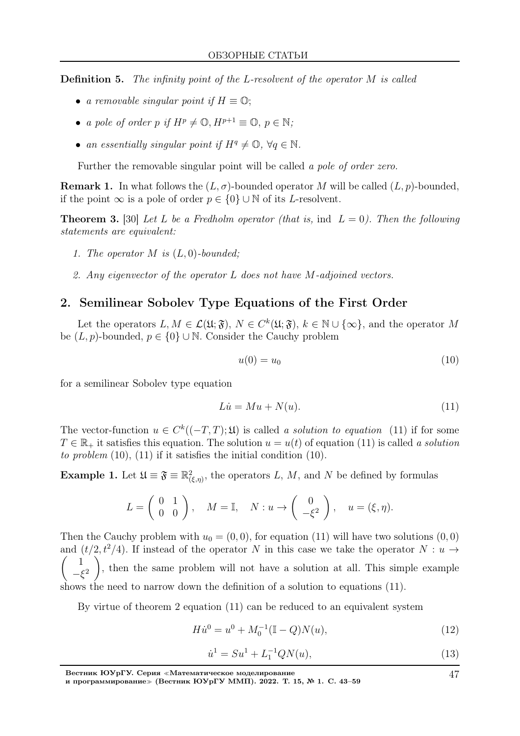**Definition 5.** *The infinity point of the L-resolvent of the operator M is called*

- *a removable singular point if* $H \equiv \mathbb{O}$;
- *a pole of order p if* $H^p \neq \mathbb{O}$, $H^{p+1} \equiv \mathbb{O}$, $p \in \mathbb{N}$;
- *an essentially singular point if* $H^q \neq \mathbb{O}$, $\forall q \in \mathbb{N}$.

Further the removable singular point will be called *a pole of order zero.*

**Remark 1.** In what follows the $(L, \sigma)$-bounded operator $M$ will be called $(L, p)$-bounded, if the point $\infty$ is a pole of order $p \in \{0\} \cup \mathbb{N}$ of its $L$-resolvent.

**Theorem 3.** [30] *Let $L$ be a Fredholm operator (that is,* $\operatorname{ind} L = 0$*). Then the following statements are equivalent:*

1. *The operator $M$ is $(L, 0)$-bounded;*
2. *Any eigenvector of the operator $L$ does not have $M$-adjoined vectors.*

## 2. Semilinear Sobolev Type Equations of the First Order

Let the operators $L, M \in \mathcal{L}(\mathfrak{U}; \mathfrak{F})$, $N \in C^k(\mathfrak{U}; \mathfrak{F})$, $k \in \mathbb{N} \cup \{\infty\}$, and the operator $M$ be $(L, p)$-bounded, $p \in \{0\} \cup \mathbb{N}$. Consider the Cauchy problem

$$u(0) = u_0 \tag{10}$$

for a semilinear Sobolev type equation

$$L\dot{u} = Mu + N(u). \tag{11}$$

The vector-function $u \in C^k((-T, T); \mathfrak{U})$ is called *a solution to equation* (11) if for some $T \in \mathbb{R}_+$ it satisfies this equation. The solution $u = u(t)$ of equation (11) is called *a solution to problem* (10), (11) if it satisfies the initial condition (10).

**Example 1.** Let $\mathfrak{U} \equiv \mathfrak{F} \equiv \mathbb{R}^2_{(\xi,\eta)}$, the operators $L$, $M$, and $N$ be defined by formulas

$$L = \begin{pmatrix} 0 & 1 \\ 0 & 0 \end{pmatrix}, \quad M = \mathbb{I}, \quad N : u \to \begin{pmatrix} 0 \\ -\xi^2 \end{pmatrix}, \quad u = (\xi, \eta).$$

Then the Cauchy problem with $u_0 = (0, 0)$, for equation (11) will have two solutions $(0, 0)$ and $(t/2, t^2/4)$. If instead of the operator $N$ in this case we take the operator $N : u \to \begin{pmatrix} 1 \\ -\xi^2 \end{pmatrix}$, then the same problem will not have a solution at all. This simple example shows the need to narrow down the definition of a solution to equations (11).

By virtue of theorem 2 equation (11) can be reduced to an equivalent system

$$H\dot{u}^0 = u^0 + M_0^{-1}(\mathbb{I} - Q)N(u), \tag{12}$$

$$\dot{u}^1 = Su^1 + L_1^{-1}QN(u), \tag{13}$$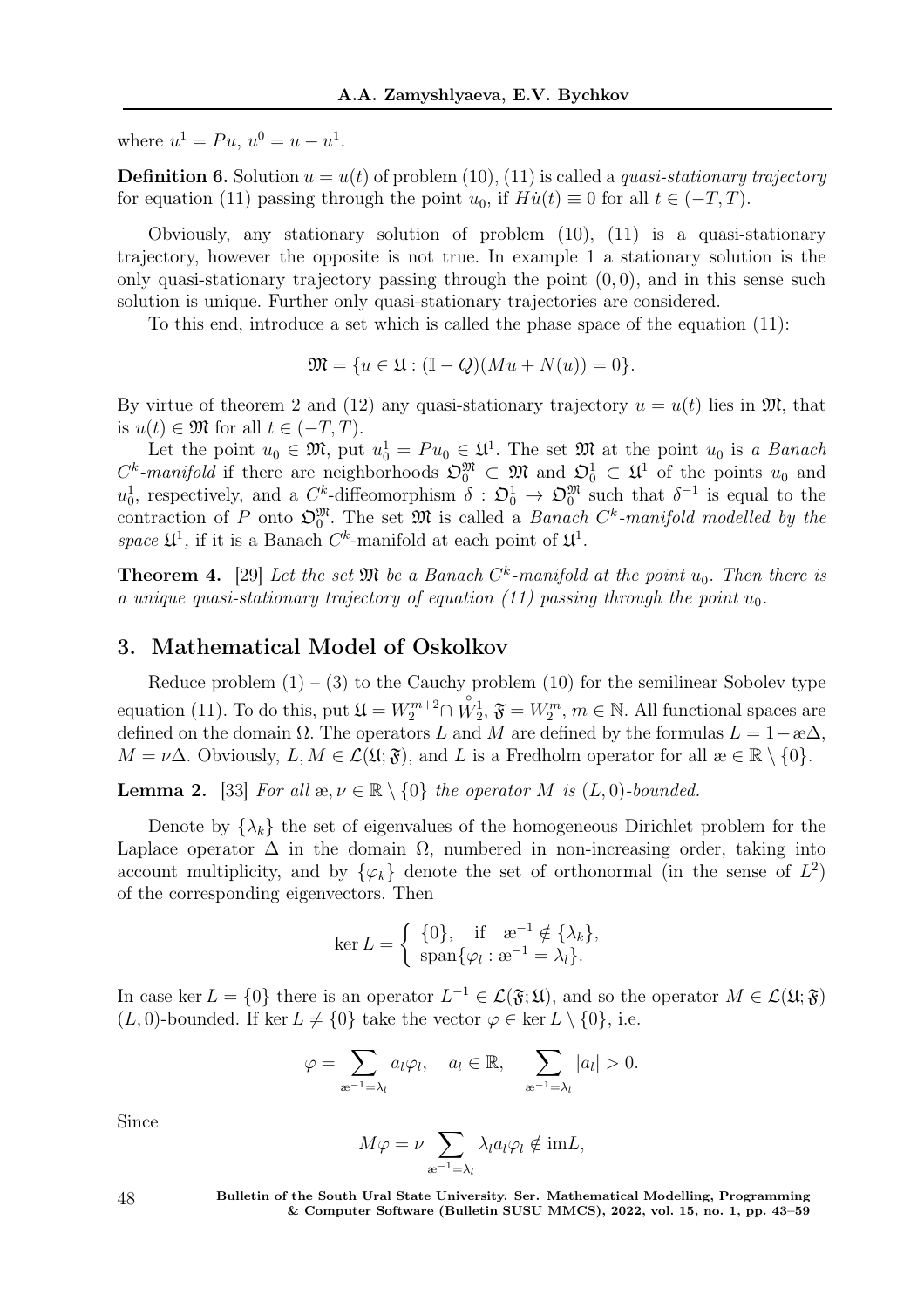where $u^1 = Pu$, $u^0 = u - u^1$.

**Definition 6.** Solution $u = u(t)$ of problem (10), (11) is called a *quasi-stationary trajectory* for equation (11) passing through the point $u_0$, if $H\dot{u}(t) \equiv 0$ for all $t \in (-T, T)$.

Obviously, any stationary solution of problem (10), (11) is a quasi-stationary trajectory, however the opposite is not true. In example 1 a stationary solution is the only quasi-stationary trajectory passing through the point $(0, 0)$, and in this sense such solution is unique. Further only quasi-stationary trajectories are considered.

To this end, introduce a set which is called the phase space of the equation (11):

$$\mathfrak{M} = \{u \in \mathfrak{U} : (\mathbb{I} - Q)(Mu + N(u)) = 0\}.$$

By virtue of theorem 2 and (12) any quasi-stationary trajectory $u = u(t)$ lies in $\mathfrak{M}$, that is $u(t) \in \mathfrak{M}$ for all $t \in (-T, T)$.

Let the point $u_0 \in \mathfrak{M}$, put $u_0^1 = Pu_0 \in \mathfrak{U}^1$. The set $\mathfrak{M}$ at the point $u_0$ is *a Banach $C^k$-manifold* if there are neighborhoods $\mathfrak{O}_0^{\mathfrak{M}} \subset \mathfrak{M}$ and $\mathfrak{O}_0^1 \subset \mathfrak{U}^1$ of the points $u_0$ and $u_0^1$, respectively, and a $C^k$-diffeomorphism $\delta : \mathfrak{O}_0^1 \to \mathfrak{O}_0^{\mathfrak{M}}$ such that $\delta^{-1}$ is equal to the contraction of $P$ onto $\mathfrak{O}_0^{\mathfrak{M}}$. The set $\mathfrak{M}$ is called a *Banach $C^k$-manifold modelled by the space* $\mathfrak{U}^1$*,* if it is a Banach $C^k$-manifold at each point of $\mathfrak{U}^1$.

**Theorem 4.** [29] *Let the set $\mathfrak{M}$ be a Banach $C^k$-manifold at the point $u_0$. Then there is a unique quasi-stationary trajectory of equation (11) passing through the point $u_0$.*

## 3. Mathematical Model of Oskolkov

Reduce problem (1) – (3) to the Cauchy problem (10) for the semilinear Sobolev type equation (11). To do this, put $\mathfrak{U} = W_2^{m+2} \cap \overset{\circ}{W}{}_2^1$, $\mathfrak{F} = W_2^m$, $m \in \mathbb{N}$. All functional spaces are defined on the domain $\Omega$. The operators $L$ and $M$ are defined by the formulas $L = 1 - æ\Delta$, $M = \nu\Delta$. Obviously, $L, M \in \mathcal{L}(\mathfrak{U}; \mathfrak{F})$, and $L$ is a Fredholm operator for all $æ \in \mathbb{R} \setminus \{0\}$.

**Lemma 2.** [33] *For all $æ, \nu \in \mathbb{R} \setminus \{0\}$ the operator $M$ is $(L, 0)$-bounded.*

Denote by $\{\lambda_k\}$ the set of eigenvalues of the homogeneous Dirichlet problem for the Laplace operator $\Delta$ in the domain $\Omega$, numbered in non-increasing order, taking into account multiplicity, and by $\{\varphi_k\}$ denote the set of orthonormal (in the sense of $L^2$) of the corresponding eigenvectors. Then

$$\ker L = \begin{cases} \{0\}, & \text{if} \quad æ^{-1} \notin \{\lambda_k\}, \\ \operatorname{span}\{\varphi_l : æ^{-1} = \lambda_l\}. \end{cases}$$

In case $\ker L = \{0\}$ there is an operator $L^{-1} \in \mathcal{L}(\mathfrak{F}; \mathfrak{U})$, and so the operator $M \in \mathcal{L}(\mathfrak{U}; \mathfrak{F})$ $(L, 0)$-bounded. If $\ker L \neq \{0\}$ take the vector $\varphi \in \ker L \setminus \{0\}$, i.e.

$$\varphi = \sum_{æ^{-1} = \lambda_l} a_l \varphi_l, \quad a_l \in \mathbb{R}, \quad \sum_{æ^{-1} = \lambda_l} |a_l| > 0.$$

Since

$$M\varphi = \nu \sum_{æ^{-1} = \lambda_l} \lambda_l a_l \varphi_l \notin \operatorname{im} L,$$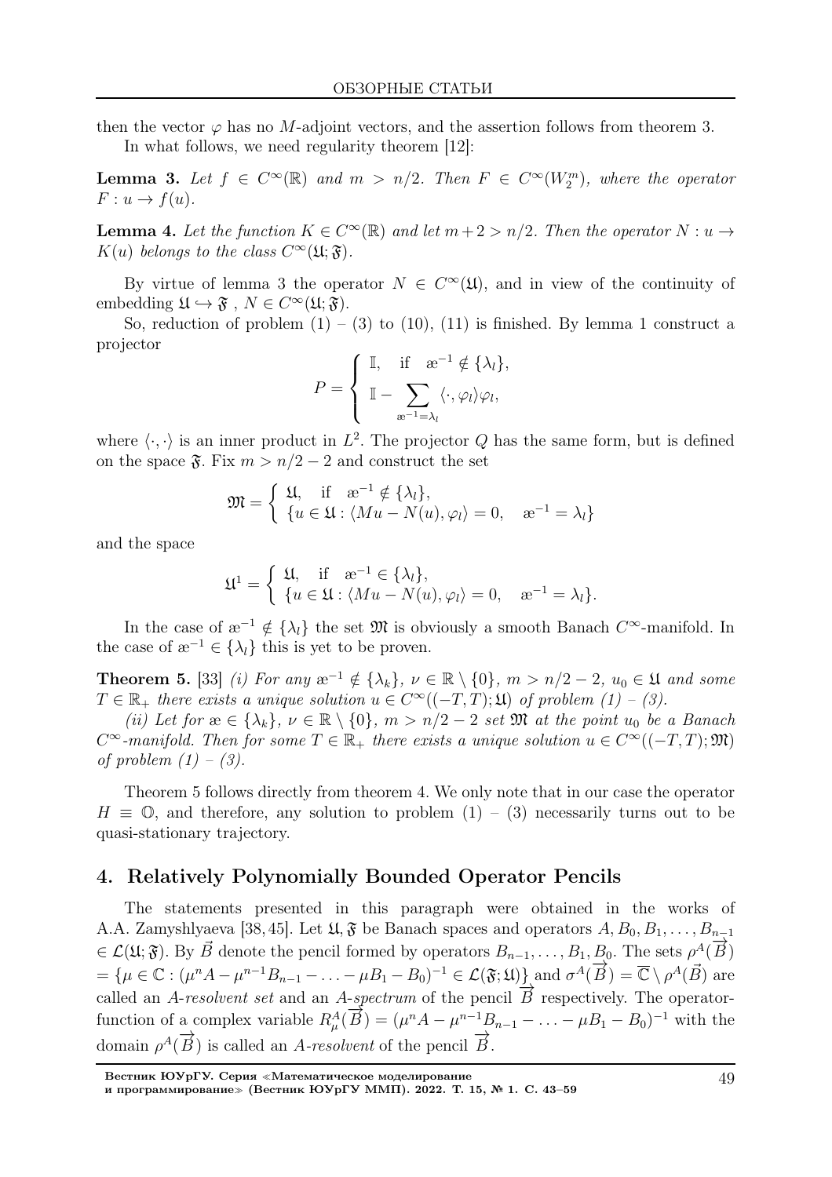then the vector $\varphi$ has no $M$-adjoint vectors, and the assertion follows from theorem 3.

In what follows, we need regularity theorem [12]:

**Lemma 3.** *Let $f \in C^\infty(\mathbb{R})$ and $m > n/2$. Then $F \in C^\infty(W_2^m)$, where the operator $F : u \to f(u)$.*

**Lemma 4.** *Let the function $K \in C^\infty(\mathbb{R})$ and let $m + 2 > n/2$. Then the operator $N : u \to K(u)$ belongs to the class $C^\infty(\mathfrak{U}; \mathfrak{F})$.*

By virtue of lemma 3 the operator $N \in C^\infty(\mathfrak{U})$, and in view of the continuity of embedding $\mathfrak{U} \hookrightarrow \mathfrak{F}$ , $N \in C^\infty(\mathfrak{U}; \mathfrak{F})$.

So, reduction of problem (1) – (3) to (10), (11) is finished. By lemma 1 construct a projector

$$
P = \begin{cases} \mathbb{I}, & \text{if} \quad æ^{-1} \notin \{\lambda_l\}, \\ \mathbb{I} - \sum\limits_{æ^{-1} = \lambda_l} \langle \cdot, \varphi_l \rangle \varphi_l, & \end{cases}
$$

where $\langle \cdot, \cdot \rangle$ is an inner product in $L^2$. The projector $Q$ has the same form, but is defined on the space $\mathfrak{F}$. Fix $m > n/2 - 2$ and construct the set

$$
\mathfrak{M} = \begin{cases} \mathfrak{U}, & \text{if} \quad æ^{-1} \notin \{\lambda_l\}, \\ \{u \in \mathfrak{U} : \langle Mu - N(u), \varphi_l \rangle = 0, & æ^{-1} = \lambda_l\} \end{cases}
$$

and the space

$$
\mathfrak{U}^1 = \begin{cases} \mathfrak{U}, & \text{if} \quad æ^{-1} \in \{\lambda_l\}, \\ \{u \in \mathfrak{U} : \langle Mu - N(u), \varphi_l \rangle = 0, & æ^{-1} = \lambda_l\}. \end{cases}
$$

In the case of $æ^{-1} \notin \{\lambda_l\}$ the set $\mathfrak{M}$ is obviously a smooth Banach $C^\infty$-manifold. In the case of $æ^{-1} \in \{\lambda_l\}$ this is yet to be proven.

**Theorem 5.** [33] *(i) For any $æ^{-1} \notin \{\lambda_k\}$, $\nu \in \mathbb{R} \setminus \{0\}$, $m > n/2 - 2$, $u_0 \in \mathfrak{U}$ and some $T \in \mathbb{R}_+$ there exists a unique solution $u \in C^\infty((-T, T); \mathfrak{U})$ of problem (1) – (3).*

*(ii) Let for $æ \in \{\lambda_k\}$, $\nu \in \mathbb{R} \setminus \{0\}$, $m > n/2 - 2$ set $\mathfrak{M}$ at the point $u_0$ be a Banach $C^\infty$-manifold. Then for some $T \in \mathbb{R}_+$ there exists a unique solution $u \in C^\infty((-T, T); \mathfrak{M})$ of problem (1) – (3).*

Theorem 5 follows directly from theorem 4. We only note that in our case the operator $H \equiv \mathbb{O}$, and therefore, any solution to problem (1) – (3) necessarily turns out to be quasi-stationary trajectory.

## 4. Relatively Polynomially Bounded Operator Pencils

The statements presented in this paragraph were obtained in the works of A.A. Zamyshlyaeva [38, 45]. Let $\mathfrak{U}, \mathfrak{F}$ be Banach spaces and operators $A, B_0, B_1, \ldots, B_{n-1} \in \mathcal{L}(\mathfrak{U}; \mathfrak{F})$. By $\vec{B}$ denote the pencil formed by operators $B_{n-1}, \ldots, B_1, B_0$. The sets $\rho^A(\overrightarrow{B}) = \{\mu \in \mathbb{C} : (\mu^n A - \mu^{n-1} B_{n-1} - \ldots - \mu B_1 - B_0)^{-1} \in \mathcal{L}(\mathfrak{F}; \mathfrak{U})\}$ and $\sigma^A(\overrightarrow{B}) = \overline{\mathbb{C}} \setminus \rho^A(\vec{B})$ are called an *A-resolvent set* and an *A-spectrum* of the pencil $\overrightarrow{B}$ respectively. The operator-function of a complex variable $R_\mu^A(\overrightarrow{B}) = (\mu^n A - \mu^{n-1} B_{n-1} - \ldots - \mu B_1 - B_0)^{-1}$ with the domain $\rho^A(\overrightarrow{B})$ is called an *A-resolvent* of the pencil $\overrightarrow{B}$.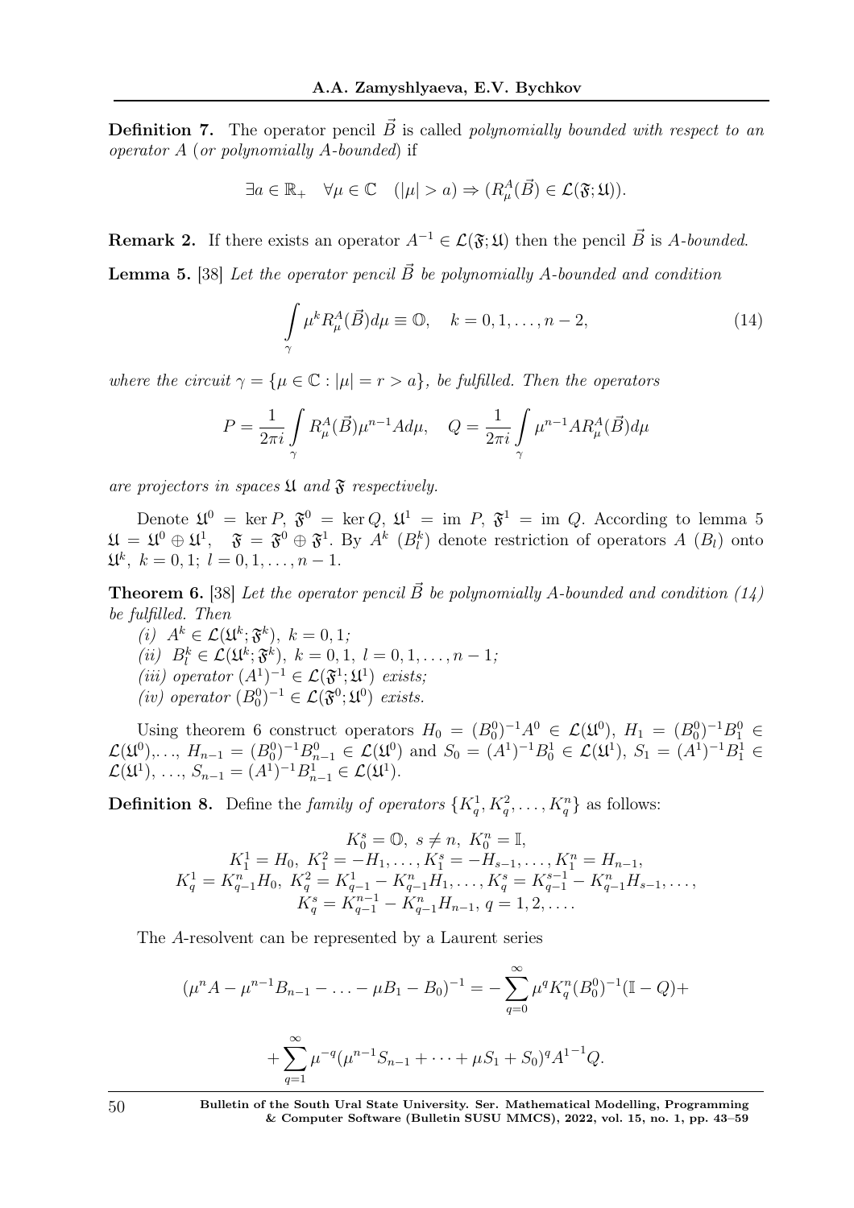**Definition 7.** The operator pencil $\vec{B}$ is called *polynomially bounded with respect to an operator $A$* (*or polynomially $A$-bounded*) if

$$\exists a \in \mathbb{R}_+ \quad \forall \mu \in \mathbb{C} \quad (|\mu| > a) \Rightarrow (R^A_\mu(\vec{B}) \in \mathcal{L}(\mathfrak{F}; \mathfrak{U})).$$

**Remark 2.** If there exists an operator $A^{-1} \in \mathcal{L}(\mathfrak{F}; \mathfrak{U})$ then the pencil $\vec{B}$ is *$A$-bounded*.

**Lemma 5.** [38] *Let the operator pencil $\vec{B}$ be polynomially $A$-bounded and condition*

$$\int\limits_\gamma \mu^k R^A_\mu(\vec{B}) d\mu \equiv \mathbb{O}, \quad k = 0, 1, \ldots, n-2, \tag{14}$$

*where the circuit $\gamma = \{\mu \in \mathbb{C} : |\mu| = r > a\}$, be fulfilled. Then the operators*

$$P = \frac{1}{2\pi i} \int\limits_\gamma R^A_\mu(\vec{B}) \mu^{n-1} A d\mu, \quad Q = \frac{1}{2\pi i} \int\limits_\gamma \mu^{n-1} A R^A_\mu(\vec{B}) d\mu$$

*are projectors in spaces $\mathfrak{U}$ and $\mathfrak{F}$ respectively.*

Denote $\mathfrak{U}^0 = \ker P$, $\mathfrak{F}^0 = \ker Q$, $\mathfrak{U}^1 = \mathrm{im}\ P$, $\mathfrak{F}^1 = \mathrm{im}\ Q$. According to lemma 5 $\mathfrak{U} = \mathfrak{U}^0 \oplus \mathfrak{U}^1$, $\mathfrak{F} = \mathfrak{F}^0 \oplus \mathfrak{F}^1$. By $A^k$ ($B^k_l$) denote restriction of operators $A$ ($B_l$) onto $\mathfrak{U}^k$, $k = 0, 1$; $l = 0, 1, \ldots, n-1$.

**Theorem 6.** [38] *Let the operator pencil $\vec{B}$ be polynomially $A$-bounded and condition (14) be fulfilled. Then*

*(i)* $A^k \in \mathcal{L}(\mathfrak{U}^k; \mathfrak{F}^k)$, $k = 0, 1$;
*(ii)* $B^k_l \in \mathcal{L}(\mathfrak{U}^k; \mathfrak{F}^k)$, $k = 0, 1$, $l = 0, 1, \ldots, n-1$;
*(iii) operator* $(A^1)^{-1} \in \mathcal{L}(\mathfrak{F}^1; \mathfrak{U}^1)$ *exists;*
*(iv) operator* $(B^0_0)^{-1} \in \mathcal{L}(\mathfrak{F}^0; \mathfrak{U}^0)$ *exists.*

Using theorem 6 construct operators $H_0 = (B^0_0)^{-1} A^0 \in \mathcal{L}(\mathfrak{U}^0)$, $H_1 = (B^0_0)^{-1} B^0_1 \in \mathcal{L}(\mathfrak{U}^0)$,..., $H_{n-1} = (B^0_0)^{-1} B^0_{n-1} \in \mathcal{L}(\mathfrak{U}^0)$ and $S_0 = (A^1)^{-1} B^1_0 \in \mathcal{L}(\mathfrak{U}^1)$, $S_1 = (A^1)^{-1} B^1_1 \in \mathcal{L}(\mathfrak{U}^1)$, ..., $S_{n-1} = (A^1)^{-1} B^1_{n-1} \in \mathcal{L}(\mathfrak{U}^1)$.

**Definition 8.** Define the *family of operators* $\{K^1_q, K^2_q, \ldots, K^n_q\}$ as follows:

$$\begin{gathered}
K^s_0 = \mathbb{O},\ s \neq n,\ K^n_0 = \mathbb{I}, \\
K^1_1 = H_0,\ K^2_1 = -H_1, \ldots, K^s_1 = -H_{s-1}, \ldots, K^n_1 = H_{n-1}, \\
K^1_q = K^n_{q-1} H_0,\ K^2_q = K^1_{q-1} - K^n_{q-1} H_1, \ldots, K^s_q = K^{s-1}_{q-1} - K^n_{q-1} H_{s-1}, \ldots, \\
K^s_q = K^{n-1}_{q-1} - K^n_{q-1} H_{n-1},\ q = 1, 2, \ldots.
\end{gathered}$$

The $A$-resolvent can be represented by a Laurent series

$$(\mu^n A - \mu^{n-1} B_{n-1} - \ldots - \mu B_1 - B_0)^{-1} = -\sum_{q=0}^{\infty} \mu^q K^n_q (B^0_0)^{-1} (\mathbb{I} - Q) +$$

$$+ \sum_{q=1}^{\infty} \mu^{-q} (\mu^{n-1} S_{n-1} + \cdots + \mu S_1 + S_0)^q {A^1}^{-1} Q.$$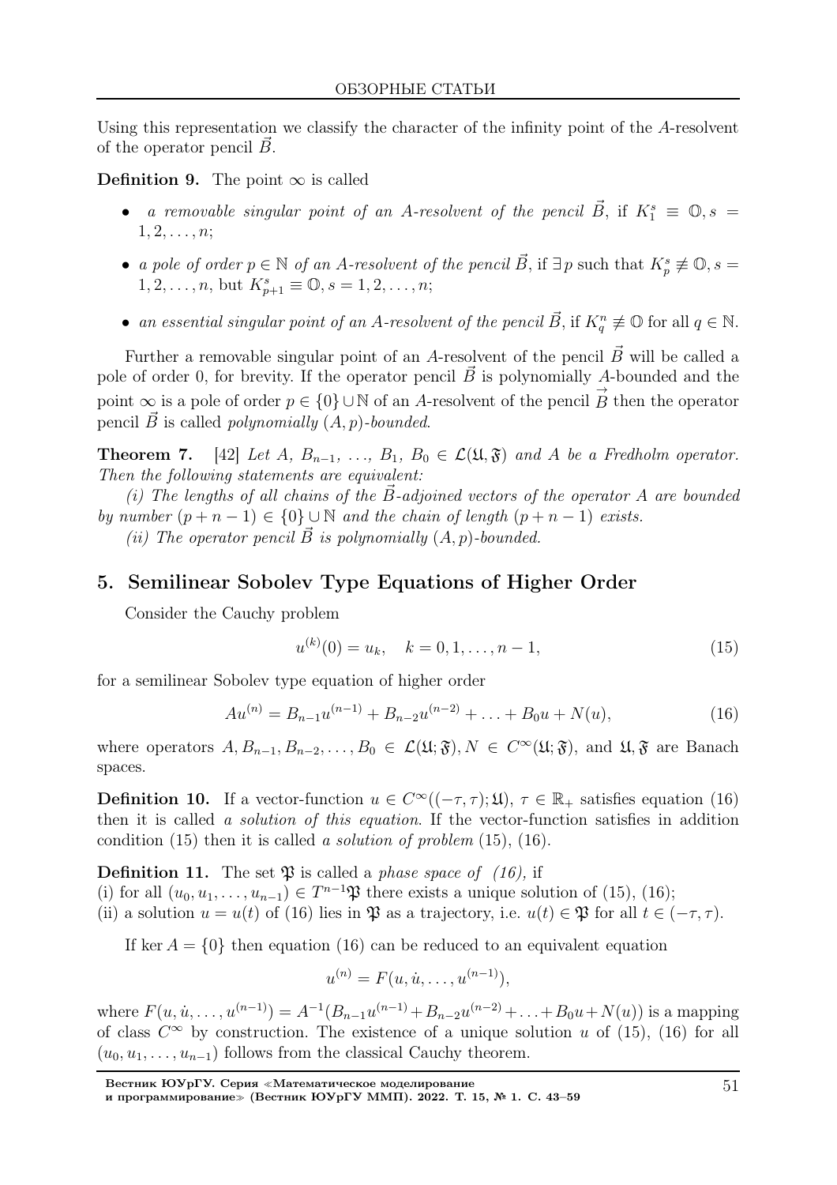Using this representation we classify the character of the infinity point of the $A$-resolvent of the operator pencil $\vec{B}$.

**Definition 9.** The point $\infty$ is called

- *a removable singular point of an $A$-resolvent of the pencil $\vec{B}$*, if $K_1^s \equiv \mathbb{O}, s = 1, 2, \ldots, n$;
- *a pole of order $p \in \mathbb{N}$ of an $A$-resolvent of the pencil $\vec{B}$*, if $\exists\, p$ such that $K_p^s \not\equiv \mathbb{O}, s = 1, 2, \ldots, n$, but $K_{p+1}^s \equiv \mathbb{O}, s = 1, 2, \ldots, n$;
- *an essential singular point of an $A$-resolvent of the pencil $\vec{B}$*, if $K_q^n \not\equiv \mathbb{O}$ for all $q \in \mathbb{N}$.

Further a removable singular point of an $A$-resolvent of the pencil $\vec{B}$ will be called a pole of order 0, for brevity. If the operator pencil $\vec{B}$ is polynomially $A$-bounded and the point $\infty$ is a pole of order $p \in \{0\} \cup \mathbb{N}$ of an $A$-resolvent of the pencil $\vec{B}$ then the operator pencil $\vec{B}$ is called *polynomially $(A, p)$-bounded*.

**Theorem 7.** [42] *Let $A$, $B_{n-1}$, $\ldots$, $B_1$, $B_0 \in \mathcal{L}(\mathfrak{U}, \mathfrak{F})$ and $A$ be a Fredholm operator. Then the following statements are equivalent:*

*(i) The lengths of all chains of the $\vec{B}$-adjoined vectors of the operator $A$ are bounded by number $(p + n - 1) \in \{0\} \cup \mathbb{N}$ and the chain of length $(p + n - 1)$ exists.*

*(ii) The operator pencil $\vec{B}$ is polynomially $(A, p)$-bounded.*

## 5. Semilinear Sobolev Type Equations of Higher Order

Consider the Cauchy problem

$$u^{(k)}(0) = u_k, \quad k = 0, 1, \ldots, n-1, \tag{15}$$

for a semilinear Sobolev type equation of higher order

$$Au^{(n)} = B_{n-1}u^{(n-1)} + B_{n-2}u^{(n-2)} + \ldots + B_0 u + N(u), \tag{16}$$

where operators $A, B_{n-1}, B_{n-2}, \ldots, B_0 \in \mathcal{L}(\mathfrak{U}; \mathfrak{F}), N \in C^\infty(\mathfrak{U}; \mathfrak{F})$, and $\mathfrak{U}, \mathfrak{F}$ are Banach spaces.

**Definition 10.** If a vector-function $u \in C^\infty((-\tau, \tau); \mathfrak{U})$, $\tau \in \mathbb{R}_+$ satisfies equation (16) then it is called *a solution of this equation*. If the vector-function satisfies in addition condition (15) then it is called *a solution of problem* (15), (16).

**Definition 11.** The set $\mathfrak{P}$ is called a *phase space of (16),* if
(i) for all $(u_0, u_1, \ldots, u_{n-1}) \in T^{n-1}\mathfrak{P}$ there exists a unique solution of (15), (16);
(ii) a solution $u = u(t)$ of (16) lies in $\mathfrak{P}$ as a trajectory, i.e. $u(t) \in \mathfrak{P}$ for all $t \in (-\tau, \tau)$.

If $\ker A = \{0\}$ then equation (16) can be reduced to an equivalent equation

$$u^{(n)} = F(u, \dot{u}, \ldots, u^{(n-1)}),$$

where $F(u, \dot{u}, \ldots, u^{(n-1)}) = A^{-1}(B_{n-1}u^{(n-1)} + B_{n-2}u^{(n-2)} + \ldots + B_0 u + N(u))$ is a mapping of class $C^\infty$ by construction. The existence of a unique solution $u$ of (15), (16) for all $(u_0, u_1, \ldots, u_{n-1})$ follows from the classical Cauchy theorem.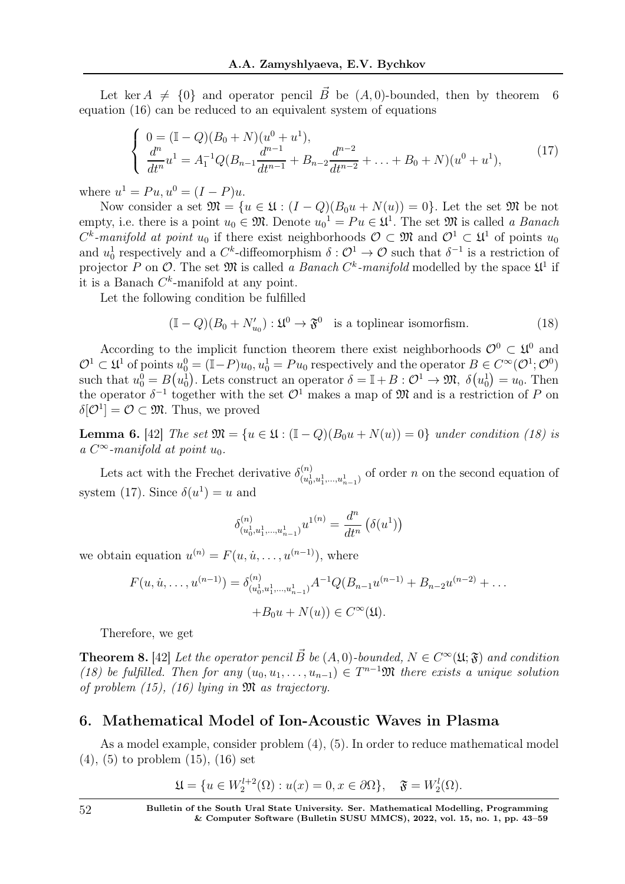Let $\ker A \neq \{0\}$ and operator pencil $\vec{B}$ be $(A,0)$-bounded, then by theorem 6 equation (16) can be reduced to an equivalent system of equations

$$\left\{ \begin{array}{l} 0 = (\mathbb{I} - Q)(B_0 + N)(u^0 + u^1), \\ \dfrac{d^n}{dt^n} u^1 = A_1^{-1} Q (B_{n-1} \dfrac{d^{n-1}}{dt^{n-1}} + B_{n-2} \dfrac{d^{n-2}}{dt^{n-2}} + \ldots + B_0 + N)(u^0 + u^1), \end{array} \right. \tag{17}$$

where $u^1 = Pu, u^0 = (I - P)u$.

Now consider a set $\mathfrak{M} = \{u \in \mathfrak{U} : (I - Q)(B_0 u + N(u)) = 0\}$. Let the set $\mathfrak{M}$ be not empty, i.e. there is a point $u_0 \in \mathfrak{M}$. Denote ${u_0}^1 = Pu \in \mathfrak{U}^1$. The set $\mathfrak{M}$ is called *a Banach $C^k$-manifold at point* $u_0$ if there exist neighborhoods $\mathcal{O} \subset \mathfrak{M}$ and $\mathcal{O}^1 \subset \mathfrak{U}^1$ of points $u_0$ and $u_0^1$ respectively and a $C^k$-diffeomorphism $\delta : \mathcal{O}^1 \to \mathcal{O}$ such that $\delta^{-1}$ is a restriction of projector $P$ on $\mathcal{O}$. The set $\mathfrak{M}$ is called *a Banach $C^k$-manifold* modelled by the space $\mathfrak{U}^1$ if it is a Banach $C^k$-manifold at any point.

Let the following condition be fulfilled

$$(\mathbb{I} - Q)(B_0 + N'_{u_0}) : \mathfrak{U}^0 \to \mathfrak{F}^0 \quad \text{is a toplinear isomorfism.} \tag{18}$$

According to the implicit function theorem there exist neighborhoods $\mathcal{O}^0 \subset \mathfrak{U}^0$ and $\mathcal{O}^1 \subset \mathfrak{U}^1$ of points $u_0^0 = (\mathbb{I}-P)u_0, u_0^1 = Pu_0$ respectively and the operator $B \in C^\infty(\mathcal{O}^1; \mathcal{O}^0)$ such that $u_0^0 = B\big(u_0^1\big)$. Lets construct an operator $\delta = \mathbb{I} + B : \mathcal{O}^1 \to \mathfrak{M},\ \delta\big(u_0^1\big) = u_0$. Then the operator $\delta^{-1}$ together with the set $\mathcal{O}^1$ makes a map of $\mathfrak{M}$ and is a restriction of $P$ on $\delta[\mathcal{O}^1] = \mathcal{O} \subset \mathfrak{M}$. Thus, we proved

**Lemma 6.** [42] *The set $\mathfrak{M} = \{u \in \mathfrak{U} : (\mathbb{I} - Q)(B_0 u + N(u)) = 0\}$ under condition (18) is a $C^\infty$-manifold at point $u_0$.*

Lets act with the Frechet derivative $\delta^{(n)}_{(u_0^1, u_1^1, \ldots, u_{n-1}^1)}$ of order $n$ on the second equation of system (17). Since $\delta(u^1) = u$ and

$$\delta^{(n)}_{(u_0^1, u_1^1, \ldots, u_{n-1}^1)} u^{1(n)} = \frac{d^n}{dt^n}\big(\delta(u^1)\big)$$

we obtain equation $u^{(n)} = F(u, \dot{u}, \ldots, u^{(n-1)})$, where

$$F(u, \dot{u}, \ldots, u^{(n-1)}) = \delta^{(n)}_{(u_0^1, u_1^1, \ldots, u_{n-1}^1)} A^{-1} Q (B_{n-1} u^{(n-1)} + B_{n-2} u^{(n-2)} + \ldots$$

$$+ B_0 u + N(u)) \in C^\infty(\mathfrak{U}).$$

Therefore, we get

**Theorem 8.** [42] *Let the operator pencil $\vec{B}$ be $(A,0)$-bounded, $N \in C^\infty(\mathfrak{U}; \mathfrak{F})$ and condition (18) be fulfilled. Then for any $(u_0, u_1, \ldots, u_{n-1}) \in T^{n-1}\mathfrak{M}$ there exists a unique solution of problem (15), (16) lying in $\mathfrak{M}$ as trajectory.*

## 6. Mathematical Model of Ion-Acoustic Waves in Plasma

As a model example, consider problem (4), (5). In order to reduce mathematical model (4), (5) to problem (15), (16) set

$$\mathfrak{U} = \{u \in W_2^{l+2}(\Omega) : u(x) = 0, x \in \partial\Omega\}, \quad \mathfrak{F} = W_2^l(\Omega).$$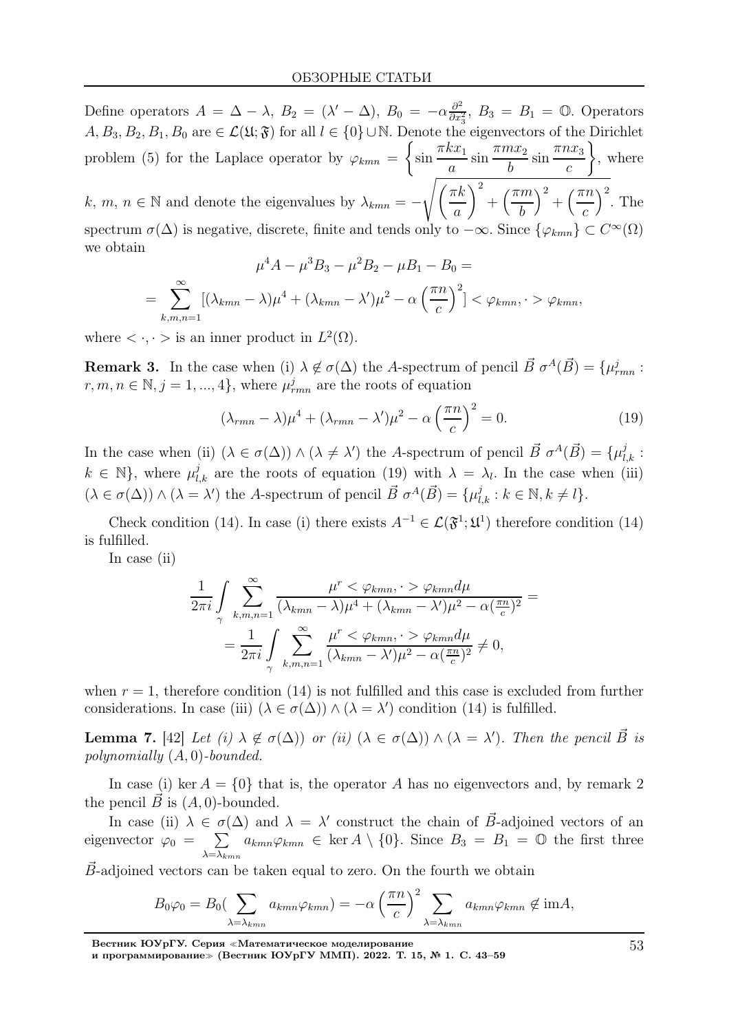Define operators $A = \Delta - \lambda$, $B_2 = (\lambda' - \Delta)$, $B_0 = -\alpha\frac{\partial^2}{\partial x_3^2}$, $B_3 = B_1 = \mathbb{O}$. Operators $A, B_3, B_2, B_1, B_0$ are $\in \mathcal{L}(\mathfrak{U};\mathfrak{F})$ for all $l \in \{0\} \cup \mathbb{N}$. Denote the eigenvectors of the Dirichlet problem (5) for the Laplace operator by $\varphi_{kmn} = \left\{\sin\dfrac{\pi k x_1}{a}\sin\dfrac{\pi m x_2}{b}\sin\dfrac{\pi n x_3}{c}\right\}$, where $k,\ m,\ n \in \mathbb{N}$ and denote the eigenvalues by $\lambda_{kmn} = -\sqrt{\left(\dfrac{\pi k}{a}\right)^2 + \left(\dfrac{\pi m}{b}\right)^2 + \left(\dfrac{\pi n}{c}\right)^2}$. The spectrum $\sigma(\Delta)$ is negative, discrete, finite and tends only to $-\infty$. Since $\{\varphi_{kmn}\} \subset C^\infty(\Omega)$ we obtain

$$
\mu^4 A - \mu^3 B_3 - \mu^2 B_2 - \mu B_1 - B_0 =
$$
$$
= \sum_{k,m,n=1}^{\infty} [(\lambda_{kmn} - \lambda)\mu^4 + (\lambda_{kmn} - \lambda')\mu^2 - \alpha\left(\frac{\pi n}{c}\right)^2] < \varphi_{kmn}, \cdot > \varphi_{kmn},
$$

where $< \cdot, \cdot >$ is an inner product in $L^2(\Omega)$.

**Remark 3.** In the case when (i) $\lambda \notin \sigma(\Delta)$ the $A$-spectrum of pencil $\vec{B}$ $\sigma^A(\vec{B}) = \{\mu^j_{rmn} : r, m, n \in \mathbb{N}, j = 1, ..., 4\}$, where $\mu^j_{rmn}$ are the roots of equation

$$
(\lambda_{rmn} - \lambda)\mu^4 + (\lambda_{rmn} - \lambda')\mu^2 - \alpha\left(\frac{\pi n}{c}\right)^2 = 0. \tag{19}
$$

In the case when (ii) $(\lambda \in \sigma(\Delta)) \wedge (\lambda \neq \lambda')$ the $A$-spectrum of pencil $\vec{B}$ $\sigma^A(\vec{B}) = \{\mu^j_{l,k} : k \in \mathbb{N}\}$, where $\mu^j_{l,k}$ are the roots of equation (19) with $\lambda = \lambda_l$. In the case when (iii) $(\lambda \in \sigma(\Delta)) \wedge (\lambda = \lambda')$ the $A$-spectrum of pencil $\vec{B}$ $\sigma^A(\vec{B}) = \{\mu^j_{l,k} : k \in \mathbb{N}, k \neq l\}$.

Check condition (14). In case (i) there exists $A^{-1} \in \mathcal{L}(\mathfrak{F}^1;\mathfrak{U}^1)$ therefore condition (14) is fulfilled.

In case (ii)

$$
\frac{1}{2\pi i}\int\limits_{\gamma} \sum_{k,m,n=1}^{\infty} \frac{\mu^r < \varphi_{kmn}, \cdot > \varphi_{kmn} d\mu}{(\lambda_{kmn} - \lambda)\mu^4 + (\lambda_{kmn} - \lambda')\mu^2 - \alpha(\frac{\pi n}{c})^2} =
$$
$$
= \frac{1}{2\pi i}\int\limits_{\gamma} \sum_{k,m,n=1}^{\infty} \frac{\mu^r < \varphi_{kmn}, \cdot > \varphi_{kmn} d\mu}{(\lambda_{kmn} - \lambda')\mu^2 - \alpha(\frac{\pi n}{c})^2} \neq 0,
$$

when $r = 1$, therefore condition (14) is not fulfilled and this case is excluded from further considerations. In case (iii) $(\lambda \in \sigma(\Delta)) \wedge (\lambda = \lambda')$ condition (14) is fulfilled.

**Lemma 7.** [42] *Let (i) $\lambda \notin \sigma(\Delta)$) or (ii) $(\lambda \in \sigma(\Delta)) \wedge (\lambda = \lambda')$. Then the pencil $\vec{B}$ is polynomially $(A, 0)$-bounded.*

In case (i) $\ker A = \{0\}$ that is, the operator $A$ has no eigenvectors and, by remark 2 the pencil $\vec{B}$ is $(A, 0)$-bounded.

In case (ii) $\lambda \in \sigma(\Delta)$ and $\lambda = \lambda'$ construct the chain of $\vec{B}$-adjoined vectors of an eigenvector $\varphi_0 = \sum\limits_{\lambda = \lambda_{kmn}} a_{kmn}\varphi_{kmn} \in \ker A \setminus \{0\}$. Since $B_3 = B_1 = \mathbb{O}$ the first three $\vec{B}$-adjoined vectors can be taken equal to zero. On the fourth we obtain

$$
B_0\varphi_0 = B_0(\sum_{\lambda = \lambda_{kmn}} a_{kmn}\varphi_{kmn}) = -\alpha\left(\frac{\pi n}{c}\right)^2 \sum_{\lambda = \lambda_{kmn}} a_{kmn}\varphi_{kmn} \notin \mathrm{im} A,
$$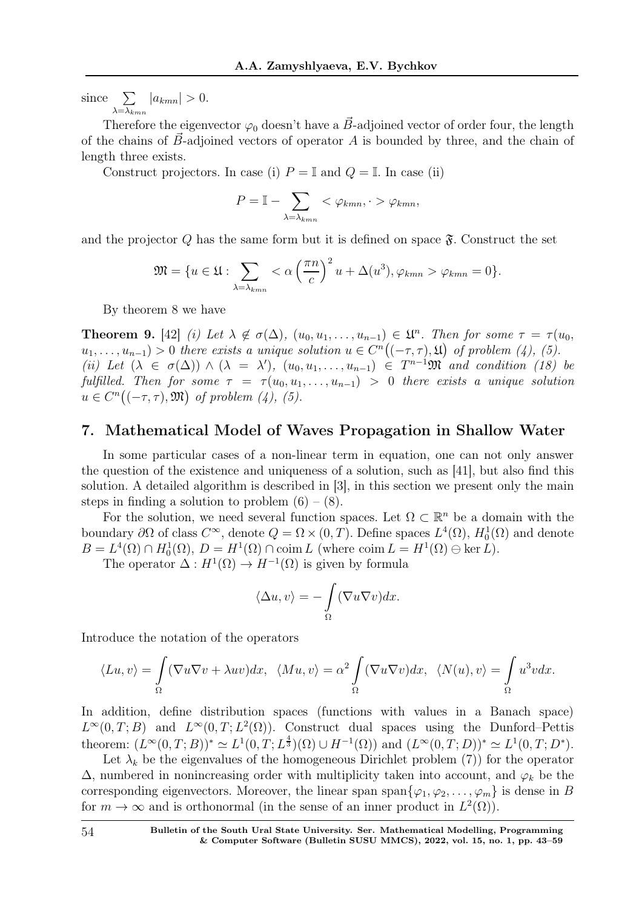since $\sum\limits_{\lambda=\lambda_{kmn}} |a_{kmn}| > 0$.

Therefore the eigenvector $\varphi_0$ doesn't have a $\vec{B}$-adjoined vector of order four, the length of the chains of $\vec{B}$-adjoined vectors of operator $A$ is bounded by three, and the chain of length three exists.

Construct projectors. In case (i) $P = \mathbb{I}$ and $Q = \mathbb{I}$. In case (ii)

$$P = \mathbb{I} - \sum_{\lambda=\lambda_{kmn}} < \varphi_{kmn}, \cdot > \varphi_{kmn},$$

and the projector $Q$ has the same form but it is defined on space $\mathfrak{F}$. Construct the set

$$\mathfrak{M} = \{u \in \mathfrak{U} : \sum_{\lambda=\lambda_{kmn}} < \alpha \left(\frac{\pi n}{c}\right)^2 u + \Delta(u^3), \varphi_{kmn} > \varphi_{kmn} = 0\}.$$

By theorem 8 we have

**Theorem 9.** [42] *(i) Let $\lambda \notin \sigma(\Delta)$, $(u_0, u_1, \ldots, u_{n-1}) \in \mathfrak{U}^n$. Then for some $\tau = \tau(u_0, u_1, \ldots, u_{n-1}) > 0$ there exists a unique solution $u \in C^n\big((-\tau, \tau), \mathfrak{U}\big)$ of problem (4), (5).*
*(ii) Let $(\lambda \in \sigma(\Delta)) \wedge (\lambda = \lambda')$, $(u_0, u_1, \ldots, u_{n-1}) \in T^{n-1}\mathfrak{M}$ and condition (18) be fulfilled. Then for some $\tau = \tau(u_0, u_1, \ldots, u_{n-1}) > 0$ there exists a unique solution $u \in C^n\big((-\tau, \tau), \mathfrak{M}\big)$ of problem (4), (5).*

## 7. Mathematical Model of Waves Propagation in Shallow Water

In some particular cases of a non-linear term in equation, one can not only answer the question of the existence and uniqueness of a solution, such as [41], but also find this solution. A detailed algorithm is described in [3], in this section we present only the main steps in finding a solution to problem (6) – (8).

For the solution, we need several function spaces. Let $\Omega \subset \mathbb{R}^n$ be a domain with the boundary $\partial\Omega$ of class $C^\infty$, denote $Q = \Omega \times (0, T)$. Define spaces $L^4(\Omega)$, $H_0^1(\Omega)$ and denote $B = L^4(\Omega) \cap H_0^1(\Omega)$, $D = H^1(\Omega) \cap \operatorname{coim} L$ (where $\operatorname{coim} L = H^1(\Omega) \ominus \ker L$).

The operator $\Delta : H^1(\Omega) \to H^{-1}(\Omega)$ is given by formula

$$\langle \Delta u, v \rangle = -\int\limits_{\Omega} (\nabla u \nabla v) dx.$$

Introduce the notation of the operators

$$\langle Lu, v \rangle = \int\limits_{\Omega} (\nabla u \nabla v + \lambda uv) dx, \ \ \langle Mu, v \rangle = \alpha^2 \int\limits_{\Omega} (\nabla u \nabla v) dx, \ \ \langle N(u), v \rangle = \int\limits_{\Omega} u^3 v dx.$$

In addition, define distribution spaces (functions with values in a Banach space) $L^\infty(0, T; B)$ and $L^\infty(0, T; L^2(\Omega))$. Construct dual spaces using the Dunford–Pettis theorem: $(L^\infty(0, T; B))^* \simeq L^1(0, T; L^{\frac{4}{3}})(\Omega) \cup H^{-1}(\Omega))$ and $(L^\infty(0, T; D))^* \simeq L^1(0, T; D^*)$.

Let $\lambda_k$ be the eigenvalues of the homogeneous Dirichlet problem (7)) for the operator $\Delta$, numbered in nonincreasing order with multiplicity taken into account, and $\varphi_k$ be the corresponding eigenvectors. Moreover, the linear span $\operatorname{span}\{\varphi_1, \varphi_2, \ldots, \varphi_m\}$ is dense in $B$ for $m \to \infty$ and is orthonormal (in the sense of an inner product in $L^2(\Omega)$).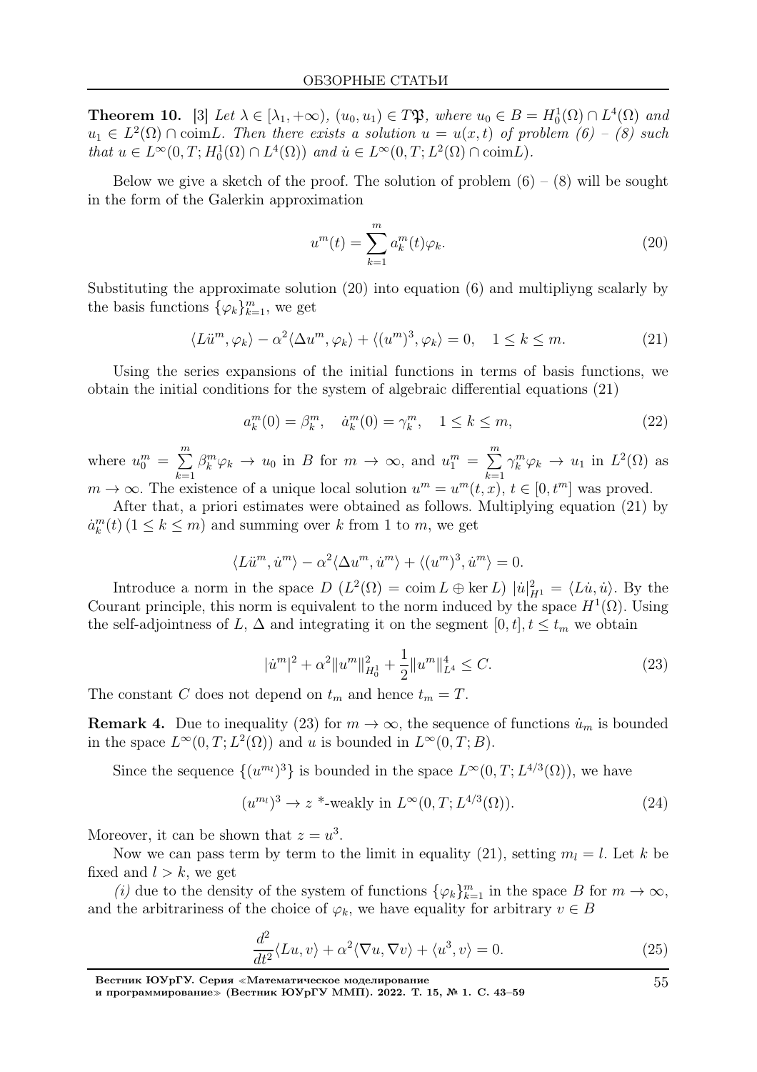**Theorem 10.** [3] *Let $\lambda \in [\lambda_1, +\infty)$, $(u_0, u_1) \in T\mathfrak{P}$, where $u_0 \in B = H_0^1(\Omega) \cap L^4(\Omega)$ and $u_1 \in L^2(\Omega) \cap \operatorname{coim} L$. Then there exists a solution $u = u(x,t)$ of problem (6) – (8) such that $u \in L^\infty(0,T; H_0^1(\Omega) \cap L^4(\Omega))$ and $\dot{u} \in L^\infty(0,T; L^2(\Omega) \cap \operatorname{coim} L)$.*

Below we give a sketch of the proof. The solution of problem (6) – (8) will be sought in the form of the Galerkin approximation

$$u^m(t) = \sum_{k=1}^{m} a_k^m(t)\varphi_k. \tag{20}$$

Substituting the approximate solution (20) into equation (6) and multipliyng scalarly by the basis functions $\{\varphi_k\}_{k=1}^m$, we get

$$\langle L\ddot{u}^m, \varphi_k\rangle - \alpha^2\langle \Delta u^m, \varphi_k\rangle + \langle (u^m)^3, \varphi_k\rangle = 0, \quad 1 \le k \le m. \tag{21}$$

Using the series expansions of the initial functions in terms of basis functions, we obtain the initial conditions for the system of algebraic differential equations (21)

$$a_k^m(0) = \beta_k^m, \quad \dot{a}_k^m(0) = \gamma_k^m, \quad 1 \le k \le m, \tag{22}$$

where $u_0^m = \sum\limits_{k=1}^{m} \beta_k^m \varphi_k \to u_0$ in $B$ for $m \to \infty$, and $u_1^m = \sum\limits_{k=1}^{m} \gamma_k^m \varphi_k \to u_1$ in $L^2(\Omega)$ as $m \to \infty$. The existence of a unique local solution $u^m = u^m(t,x)$, $t \in [0, t^m]$ was proved.

After that, a priori estimates were obtained as follows. Multiplying equation (21) by $\dot{a}_k^m(t)\,(1 \le k \le m)$ and summing over $k$ from 1 to $m$, we get

$$\langle L\ddot{u}^m, \dot{u}^m\rangle - \alpha^2\langle \Delta u^m, \dot{u}^m\rangle + \langle (u^m)^3, \dot{u}^m\rangle = 0.$$

Introduce a norm in the space $D$ $(L^2(\Omega) = \operatorname{coim} L \oplus \ker L)$ $|\dot{u}|^2_{H^1} = \langle L\dot{u}, \dot{u}\rangle$. By the Courant principle, this norm is equivalent to the norm induced by the space $H^1(\Omega)$. Using the self-adjointness of $L$, $\Delta$ and integrating it on the segment $[0,t], t \le t_m$ we obtain

$$|\dot{u}^m|^2 + \alpha^2\|u^m\|^2_{H_0^1} + \frac{1}{2}\|u^m\|^4_{L^4} \le C. \tag{23}$$

The constant $C$ does not depend on $t_m$ and hence $t_m = T$.

**Remark 4.** Due to inequality (23) for $m \to \infty$, the sequence of functions $\dot{u}_m$ is bounded in the space $L^\infty(0,T; L^2(\Omega))$ and $u$ is bounded in $L^\infty(0,T; B)$.

Since the sequence $\{(u^{m_l})^3\}$ is bounded in the space $L^\infty(0,T; L^{4/3}(\Omega))$, we have

$$(u^{m_l})^3 \to z \text{ *-weakly in } L^\infty(0,T; L^{4/3}(\Omega)). \tag{24}$$

Moreover, it can be shown that $z = u^3$.

Now we can pass term by term to the limit in equality (21), setting $m_l = l$. Let $k$ be fixed and $l > k$, we get

*(i)* due to the density of the system of functions $\{\varphi_k\}_{k=1}^m$ in the space $B$ for $m \to \infty$, and the arbitrariness of the choice of $\varphi_k$, we have equality for arbitrary $v \in B$

$$\frac{d^2}{dt^2}\langle Lu, v\rangle + \alpha^2\langle \nabla u, \nabla v\rangle + \langle u^3, v\rangle = 0. \tag{25}$$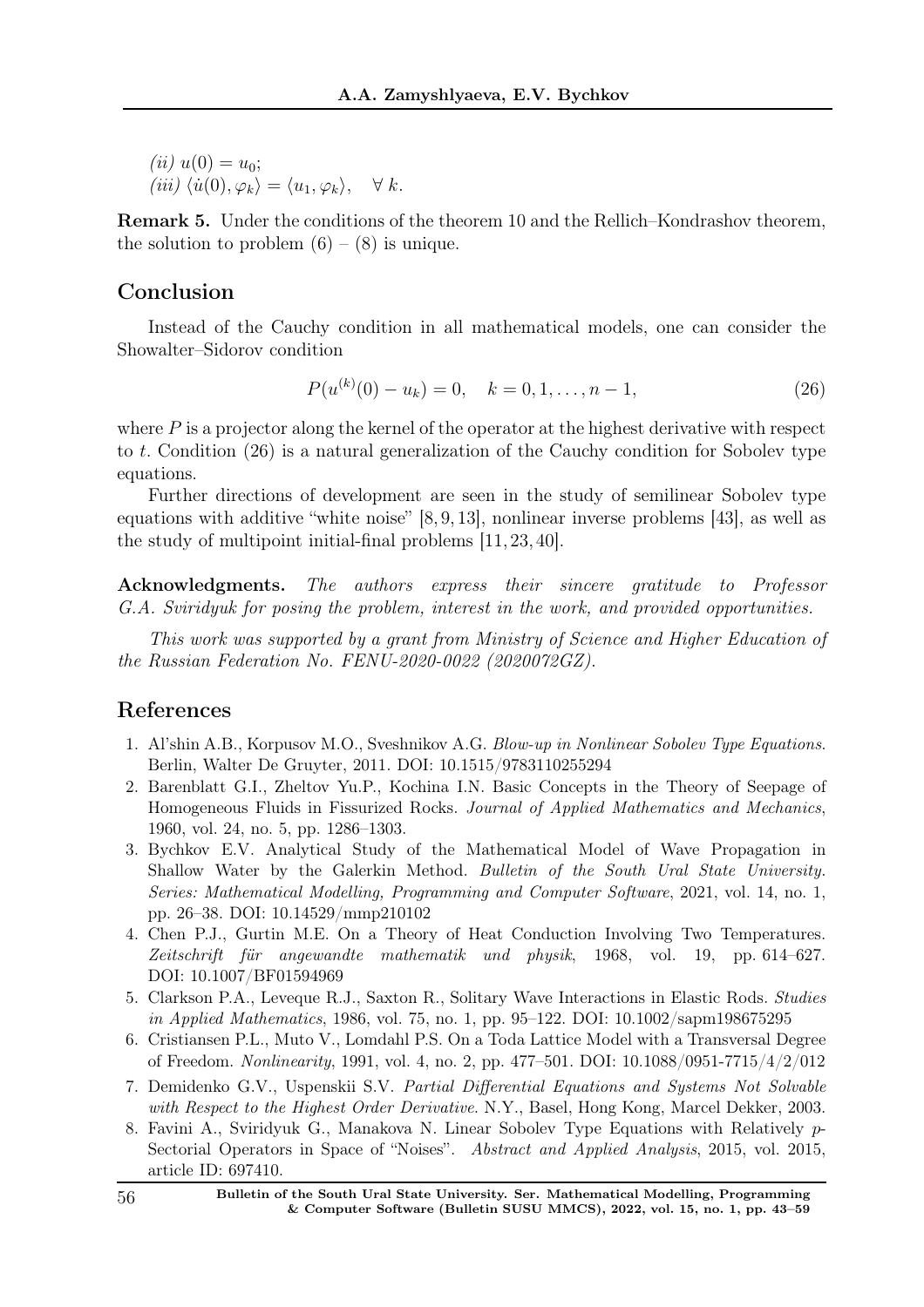*(ii)* $u(0) = u_0$;
*(iii)* $\langle \dot{u}(0), \varphi_k \rangle = \langle u_1, \varphi_k \rangle, \quad \forall\, k.$

**Remark 5.** Under the conditions of the theorem 10 and the Rellich–Kondrashov theorem, the solution to problem (6) – (8) is unique.

## Conclusion

Instead of the Cauchy condition in all mathematical models, one can consider the Showalter–Sidorov condition

$$P(u^{(k)}(0) - u_k) = 0, \quad k = 0, 1, \ldots, n-1, \tag{26}$$

where $P$ is a projector along the kernel of the operator at the highest derivative with respect to $t$. Condition (26) is a natural generalization of the Cauchy condition for Sobolev type equations.

Further directions of development are seen in the study of semilinear Sobolev type equations with additive "white noise" [8, 9, 13], nonlinear inverse problems [43], as well as the study of multipoint initial-final problems [11, 23, 40].

**Acknowledgments.** *The authors express their sincere gratitude to Professor G.A. Sviridyuk for posing the problem, interest in the work, and provided opportunities.*

*This work was supported by a grant from Ministry of Science and Higher Education of the Russian Federation No. FENU-2020-0022 (2020072GZ).*

## References

1. Al'shin A.B., Korpusov M.O., Sveshnikov A.G. *Blow-up in Nonlinear Sobolev Type Equations*. Berlin, Walter De Gruyter, 2011. DOI: 10.1515/9783110255294
2. Barenblatt G.I., Zheltov Yu.P., Kochina I.N. Basic Concepts in the Theory of Seepage of Homogeneous Fluids in Fissurized Rocks. *Journal of Applied Mathematics and Mechanics*, 1960, vol. 24, no. 5, pp. 1286–1303.
3. Bychkov E.V. Analytical Study of the Mathematical Model of Wave Propagation in Shallow Water by the Galerkin Method. *Bulletin of the South Ural State University. Series: Mathematical Modelling, Programming and Computer Software*, 2021, vol. 14, no. 1, pp. 26–38. DOI: 10.14529/mmp210102
4. Chen P.J., Gurtin M.E. On a Theory of Heat Conduction Involving Two Temperatures. *Zeitschrift für angewandte mathematik und physik*, 1968, vol. 19, pp. 614–627. DOI: 10.1007/BF01594969
5. Clarkson P.A., Leveque R.J., Saxton R., Solitary Wave Interactions in Elastic Rods. *Studies in Applied Mathematics*, 1986, vol. 75, no. 1, pp. 95–122. DOI: 10.1002/sapm198675295
6. Cristiansen P.L., Muto V., Lomdahl P.S. On a Toda Lattice Model with a Transversal Degree of Freedom. *Nonlinearity*, 1991, vol. 4, no. 2, pp. 477–501. DOI: 10.1088/0951-7715/4/2/012
7. Demidenko G.V., Uspenskii S.V. *Partial Differential Equations and Systems Not Solvable with Respect to the Highest Order Derivative*. N.Y., Basel, Hong Kong, Marcel Dekker, 2003.
8. Favini A., Sviridyuk G., Manakova N. Linear Sobolev Type Equations with Relatively $p$-Sectorial Operators in Space of "Noises". *Abstract and Applied Analysis*, 2015, vol. 2015, article ID: 697410.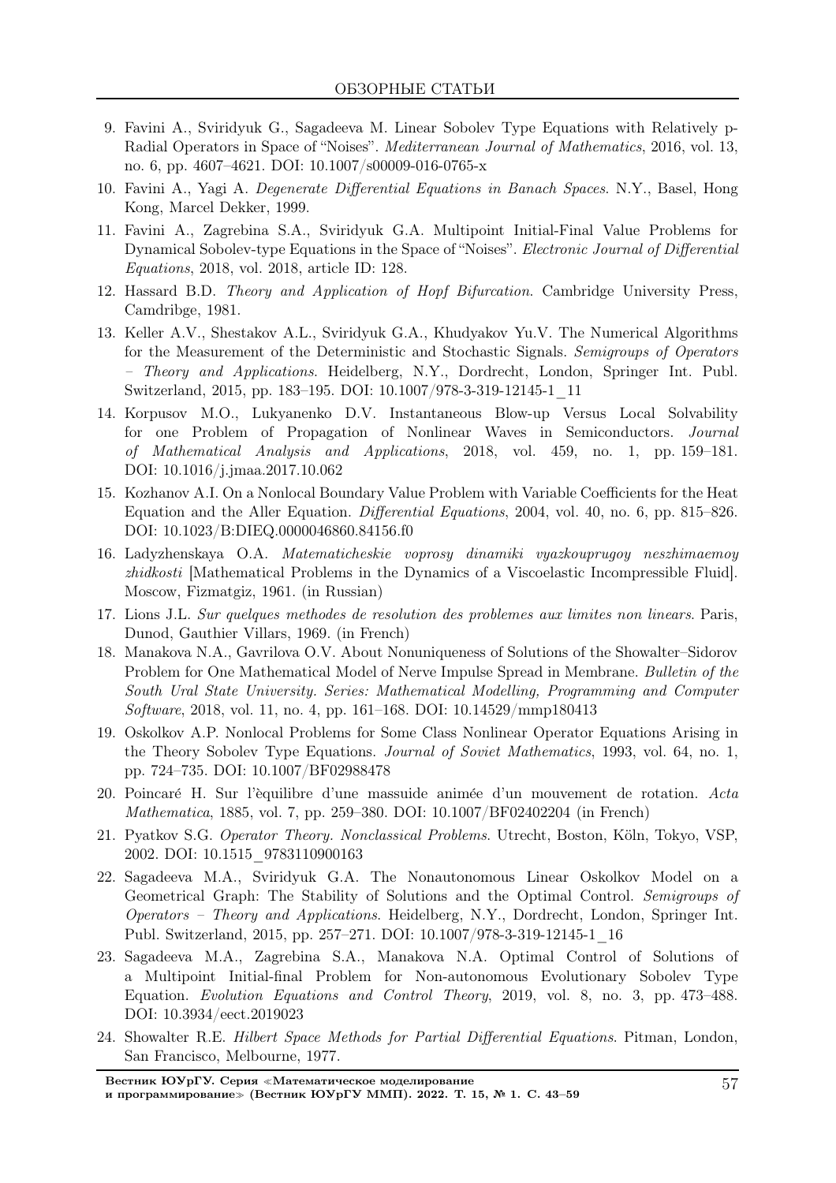9. Favini A., Sviridyuk G., Sagadeeva M. Linear Sobolev Type Equations with Relatively p-Radial Operators in Space of "Noises". *Mediterranean Journal of Mathematics*, 2016, vol. 13, no. 6, pp. 4607–4621. DOI: 10.1007/s00009-016-0765-x
10. Favini A., Yagi A. *Degenerate Differential Equations in Banach Spaces*. N.Y., Basel, Hong Kong, Marcel Dekker, 1999.
11. Favini A., Zagrebina S.A., Sviridyuk G.A. Multipoint Initial-Final Value Problems for Dynamical Sobolev-type Equations in the Space of "Noises". *Electronic Journal of Differential Equations*, 2018, vol. 2018, article ID: 128.
12. Hassard B.D. *Theory and Application of Hopf Bifurcation*. Cambridge University Press, Camdribge, 1981.
13. Keller A.V., Shestakov A.L., Sviridyuk G.A., Khudyakov Yu.V. The Numerical Algorithms for the Measurement of the Deterministic and Stochastic Signals. *Semigroups of Operators – Theory and Applications*. Heidelberg, N.Y., Dordrecht, London, Springer Int. Publ. Switzerland, 2015, pp. 183–195. DOI: 10.1007/978-3-319-12145-1_11
14. Korpusov M.O., Lukyanenko D.V. Instantaneous Blow-up Versus Local Solvability for one Problem of Propagation of Nonlinear Waves in Semiconductors. *Journal of Mathematical Analysis and Applications*, 2018, vol. 459, no. 1, pp. 159–181. DOI: 10.1016/j.jmaa.2017.10.062
15. Kozhanov A.I. On a Nonlocal Boundary Value Problem with Variable Coefficients for the Heat Equation and the Aller Equation. *Differential Equations*, 2004, vol. 40, no. 6, pp. 815–826. DOI: 10.1023/B:DIEQ.0000046860.84156.f0
16. Ladyzhenskaya O.A. *Matematicheskie voprosy dinamiki vyazkouprugoy neszhimaemoy zhidkosti* [Mathematical Problems in the Dynamics of a Viscoelastic Incompressible Fluid]. Moscow, Fizmatgiz, 1961. (in Russian)
17. Lions J.L. *Sur quelques methodes de resolution des problemes aux limites non linears*. Paris, Dunod, Gauthier Villars, 1969. (in French)
18. Manakova N.A., Gavrilova O.V. About Nonuniqueness of Solutions of the Showalter–Sidorov Problem for One Mathematical Model of Nerve Impulse Spread in Membrane. *Bulletin of the South Ural State University. Series: Mathematical Modelling, Programming and Computer Software*, 2018, vol. 11, no. 4, pp. 161–168. DOI: 10.14529/mmp180413
19. Oskolkov A.P. Nonlocal Problems for Some Class Nonlinear Operator Equations Arising in the Theory Sobolev Type Equations. *Journal of Soviet Mathematics*, 1993, vol. 64, no. 1, pp. 724–735. DOI: 10.1007/BF02988478
20. Poincaré H. Sur l'èquilibre d'une massuide animée d'un mouvement de rotation. *Acta Mathematica*, 1885, vol. 7, pp. 259–380. DOI: 10.1007/BF02402204 (in French)
21. Pyatkov S.G. *Operator Theory. Nonclassical Problems*. Utrecht, Boston, Köln, Tokyo, VSP, 2002. DOI: 10.1515_9783110900163
22. Sagadeeva M.A., Sviridyuk G.A. The Nonautonomous Linear Oskolkov Model on a Geometrical Graph: The Stability of Solutions and the Optimal Control. *Semigroups of Operators – Theory and Applications*. Heidelberg, N.Y., Dordrecht, London, Springer Int. Publ. Switzerland, 2015, pp. 257–271. DOI: 10.1007/978-3-319-12145-1_16
23. Sagadeeva M.A., Zagrebina S.A., Manakova N.A. Optimal Control of Solutions of a Multipoint Initial-final Problem for Non-autonomous Evolutionary Sobolev Type Equation. *Evolution Equations and Control Theory*, 2019, vol. 8, no. 3, pp. 473–488. DOI: 10.3934/eect.2019023
24. Showalter R.E. *Hilbert Space Methods for Partial Differential Equations*. Pitman, London, San Francisco, Melbourne, 1977.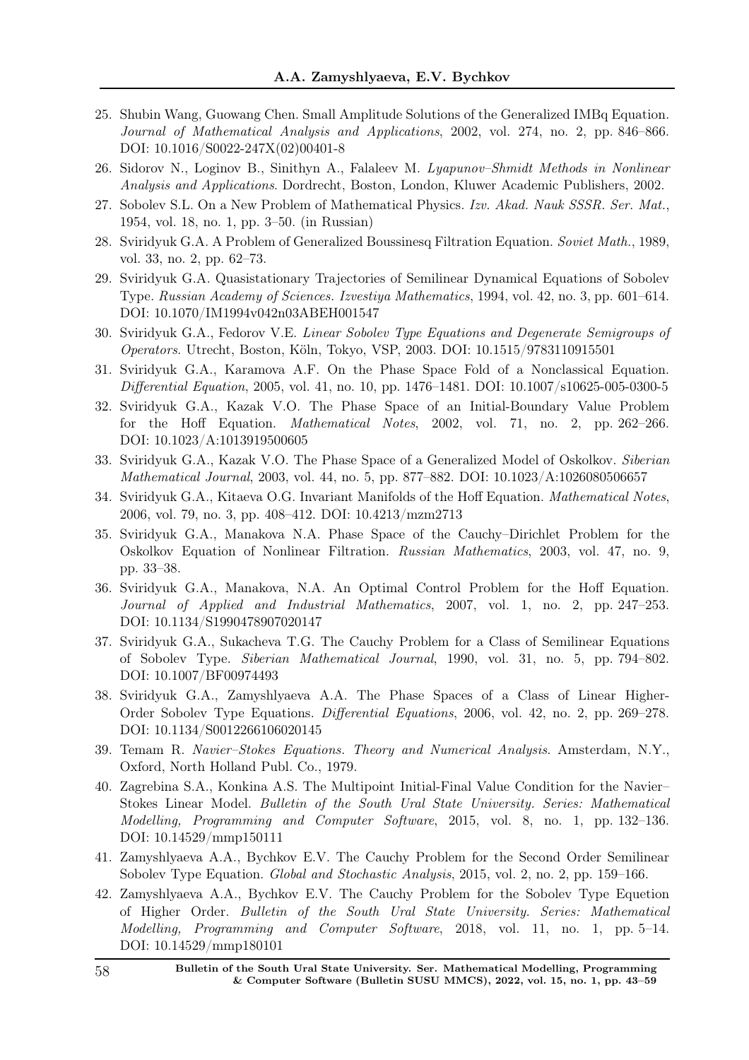25. Shubin Wang, Guowang Chen. Small Amplitude Solutions of the Generalized IMBq Equation. *Journal of Mathematical Analysis and Applications*, 2002, vol. 274, no. 2, pp. 846–866. DOI: 10.1016/S0022-247X(02)00401-8
26. Sidorov N., Loginov B., Sinithyn A., Falaleev M. *Lyapunov–Shmidt Methods in Nonlinear Analysis and Applications*. Dordrecht, Boston, London, Kluwer Academic Publishers, 2002.
27. Sobolev S.L. On a New Problem of Mathematical Physics. *Izv. Akad. Nauk SSSR. Ser. Mat.*, 1954, vol. 18, no. 1, pp. 3–50. (in Russian)
28. Sviridyuk G.A. A Problem of Generalized Boussinesq Filtration Equation. *Soviet Math.*, 1989, vol. 33, no. 2, pp. 62–73.
29. Sviridyuk G.A. Quasistationary Trajectories of Semilinear Dynamical Equations of Sobolev Type. *Russian Academy of Sciences. Izvestiya Mathematics*, 1994, vol. 42, no. 3, pp. 601–614. DOI: 10.1070/IM1994v042n03ABEH001547
30. Sviridyuk G.A., Fedorov V.E. *Linear Sobolev Type Equations and Degenerate Semigroups of Operators*. Utrecht, Boston, Köln, Tokyo, VSP, 2003. DOI: 10.1515/9783110915501
31. Sviridyuk G.A., Karamova A.F. On the Phase Space Fold of a Nonclassical Equation. *Differential Equation*, 2005, vol. 41, no. 10, pp. 1476–1481. DOI: 10.1007/s10625-005-0300-5
32. Sviridyuk G.A., Kazak V.O. The Phase Space of an Initial-Boundary Value Problem for the Hoff Equation. *Mathematical Notes*, 2002, vol. 71, no. 2, pp. 262–266. DOI: 10.1023/A:1013919500605
33. Sviridyuk G.A., Kazak V.O. The Phase Space of a Generalized Model of Oskolkov. *Siberian Mathematical Journal*, 2003, vol. 44, no. 5, pp. 877–882. DOI: 10.1023/A:1026080506657
34. Sviridyuk G.A., Kitaeva O.G. Invariant Manifolds of the Hoff Equation. *Mathematical Notes*, 2006, vol. 79, no. 3, pp. 408–412. DOI: 10.4213/mzm2713
35. Sviridyuk G.A., Manakova N.A. Phase Space of the Cauchy–Dirichlet Problem for the Oskolkov Equation of Nonlinear Filtration. *Russian Mathematics*, 2003, vol. 47, no. 9, pp. 33–38.
36. Sviridyuk G.A., Manakova, N.A. An Optimal Control Problem for the Hoff Equation. *Journal of Applied and Industrial Mathematics*, 2007, vol. 1, no. 2, pp. 247–253. DOI: 10.1134/S1990478907020147
37. Sviridyuk G.A., Sukacheva T.G. The Cauchy Problem for a Class of Semilinear Equations of Sobolev Type. *Siberian Mathematical Journal*, 1990, vol. 31, no. 5, pp. 794–802. DOI: 10.1007/BF00974493
38. Sviridyuk G.A., Zamyshlyaeva A.A. The Phase Spaces of a Class of Linear Higher-Order Sobolev Type Equations. *Differential Equations*, 2006, vol. 42, no. 2, pp. 269–278. DOI: 10.1134/S0012266106020145
39. Temam R. *Navier–Stokes Equations. Theory and Numerical Analysis*. Amsterdam, N.Y., Oxford, North Holland Publ. Co., 1979.
40. Zagrebina S.A., Konkina A.S. The Multipoint Initial-Final Value Condition for the Navier–Stokes Linear Model. *Bulletin of the South Ural State University. Series: Mathematical Modelling, Programming and Computer Software*, 2015, vol. 8, no. 1, pp. 132–136. DOI: 10.14529/mmp150111
41. Zamyshlyaeva A.A., Bychkov E.V. The Cauchy Problem for the Second Order Semilinear Sobolev Type Equation. *Global and Stochastic Analysis*, 2015, vol. 2, no. 2, pp. 159–166.
42. Zamyshlyaeva A.A., Bychkov E.V. The Cauchy Problem for the Sobolev Type Equetion of Higher Order. *Bulletin of the South Ural State University. Series: Mathematical Modelling, Programming and Computer Software*, 2018, vol. 11, no. 1, pp. 5–14. DOI: 10.14529/mmp180101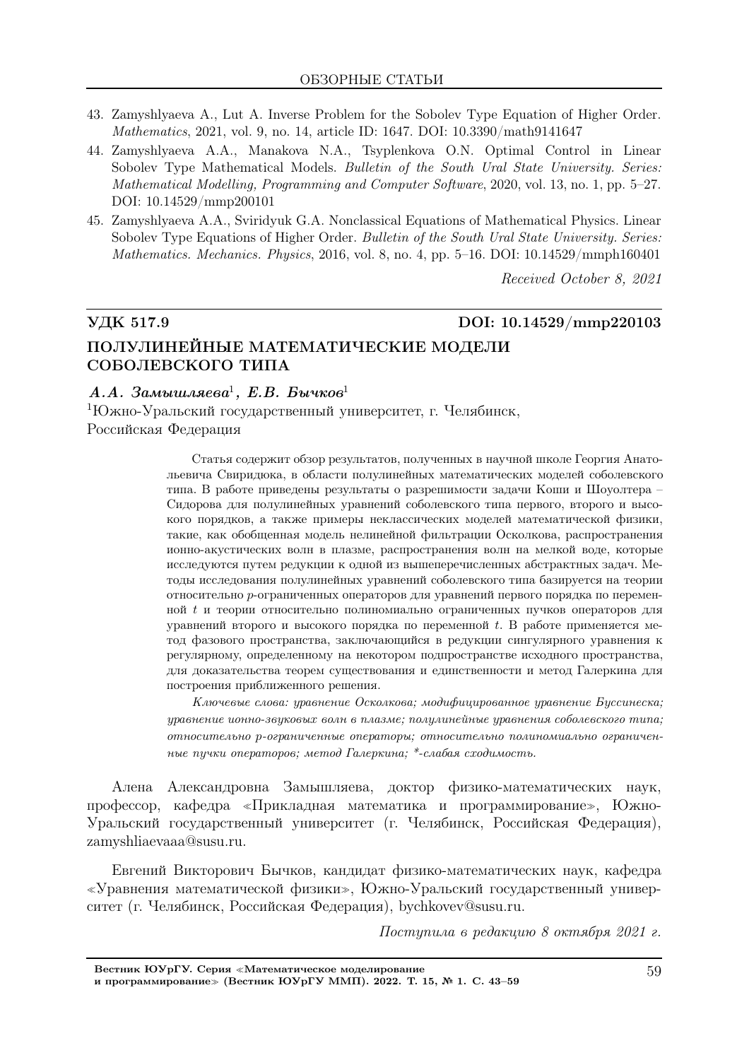43. Zamyshlyaeva A., Lut A. Inverse Problem for the Sobolev Type Equation of Higher Order. *Mathematics*, 2021, vol. 9, no. 14, article ID: 1647. DOI: 10.3390/math9141647
44. Zamyshlyaeva A.A., Manakova N.A., Tsyplenkova O.N. Optimal Control in Linear Sobolev Type Mathematical Models. *Bulletin of the South Ural State University. Series: Mathematical Modelling, Programming and Computer Software*, 2020, vol. 13, no. 1, pp. 5–27. DOI: 10.14529/mmp200101
45. Zamyshlyaeva A.A., Sviridyuk G.A. Nonclassical Equations of Mathematical Physics. Linear Sobolev Type Equations of Higher Order. *Bulletin of the South Ural State University. Series: Mathematics. Mechanics. Physics*, 2016, vol. 8, no. 4, pp. 5–16. DOI: 10.14529/mmph160401

*Received October 8, 2021*

**УДК 517.9** **DOI: 10.14529/mmp220103**

## ПОЛУЛИНЕЙНЫЕ МАТЕМАТИЧЕСКИЕ МОДЕЛИ СОБОЛЕВСКОГО ТИПА

***А.А. Замышляева***[1]***, Е.В. Бычков***[1]

[1]Южно-Уральский государственный университет, г. Челябинск, Российская Федерация

Статья содержит обзор результатов, полученных в научной школе Георгия Анатольевича Свиридюка, в области полулинейных математических моделей соболевского типа. В работе приведены результаты о разрешимости задачи Коши и Шоуолтера – Сидорова для полулинейных уравнений соболевского типа первого, второго и высокого порядков, а также примеры неклассических моделей математической физики, такие, как обобщенная модель нелинейной фильтрации Осколкова, распространения ионно-акустических волн в плазме, распространения волн на мелкой воде, которые исследуются путем редукции к одной из вышеперечисленных абстрактных задач. Методы исследования полулинейных уравнений соболевского типа базируется на теории относительно $p$-ограниченных операторов для уравнений первого порядка по переменной $t$ и теории относительно полиномиально ограниченных пучков операторов для уравнений второго и высокого порядка по переменной $t$. В работе применяется метод фазового пространства, заключающийся в редукции сингулярного уравнения к регулярному, определенному на некотором подпространстве исходного пространства, для доказательства теорем существования и единственности и метод Галеркина для построения приближенного решения.

*Ключевые слова: уравнение Осколкова; модифицированное уравнение Буссинеска; уравнение ионно-звуковых волн в плазме; полулинейные уравнения соболевского типа; относительно p-ограниченные операторы; относительно полиномиально ограниченные пучки операторов; метод Галеркина; \*-слабая сходимость.*

Алена Александровна Замышляева, доктор физико-математических наук, профессор, кафедра «Прикладная математика и программирование», Южно-Уральский государственный университет (г. Челябинск, Российская Федерация), zamyshliaevaaa@susu.ru.

Евгений Викторович Бычков, кандидат физико-математических наук, кафедра «Уравнения математической физики», Южно-Уральский государственный университет (г. Челябинск, Российская Федерация), bychkovev@susu.ru.

*Поступила в редакцию 8 октября 2021 г.*